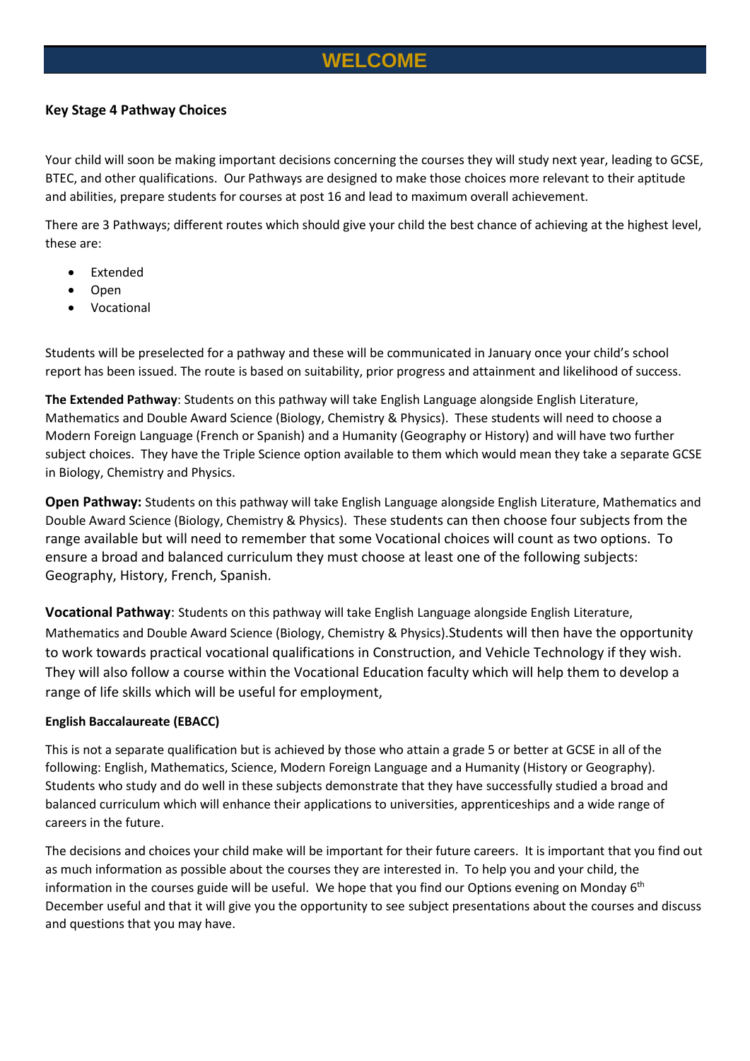# WELCOME

### Key Stage 4 Pathway Choices

Your child will soon be making important decisions concerning the courses they will study next year, leading to GCSE, BTEC, and other qualifications. Our Pathways are designed to make those choices more relevant to their aptitude and abilities, prepare students for courses at post 16 and lead to maximum overall achievement.

There are 3 Pathways; different routes which should give your child the best chance of achieving at the highest level, these are:

- Extended
- Open
- Vocational

Students will be preselected for a pathway and these will be communicated in January once your child's school report has been issued. The route is based on suitability, prior progress and attainment and likelihood of success.

**The Extended Pathway**: Students on this pathway will take English Language alongside English Literature, Mathematics and Double Award Science (Biology, Chemistry & Physics). These students will need to choose a Modern Foreign Language (French or Spanish) and a Humanity (Geography or History) and will have two further subject choices. They have the Triple Science option available to them which would mean they take a separate GCSE in Biology, Chemistry and Physics.

**Open Pathway:** Students on this pathway will take English Language alongside English Literature, Mathematics and Double Award Science (Biology, Chemistry & Physics). These students can then choose four subjects from the range available but will need to remember that some Vocational choices will count as two options. To ensure a broad and balanced curriculum they must choose at least one of the following subjects: Geography, History, French, Spanish.

**Vocational Pathway**: Students on this pathway will take English Language alongside English Literature, Mathematics and Double Award Science (Biology, Chemistry & Physics).Students will then have the opportunity to work towards practical vocational qualifications in Construction, and Vehicle Technology if they wish. They will also follow a course within the Vocational Education faculty which will help them to develop a range of life skills which will be useful for employment,

#### English Baccalaureate (EBACC)

This is not a separate qualification but is achieved by those who attain a grade 5 or better at GCSE in all of the following: English, Mathematics, Science, Modern Foreign Language and a Humanity (History or Geography). Students who study and do well in these subjects demonstrate that they have successfully studied a broad and balanced curriculum which will enhance their applications to universities, apprenticeships and a wide range of careers in the future.

The decisions and choices your child make will be important for their future careers. It is important that you find out as much information as possible about the courses they are interested in. To help you and your child, the information in the courses guide will be useful. We hope that you find our Options evening on Monday 6th December useful and that it will give you the opportunity to see subject presentations about the courses and discuss and questions that you may have.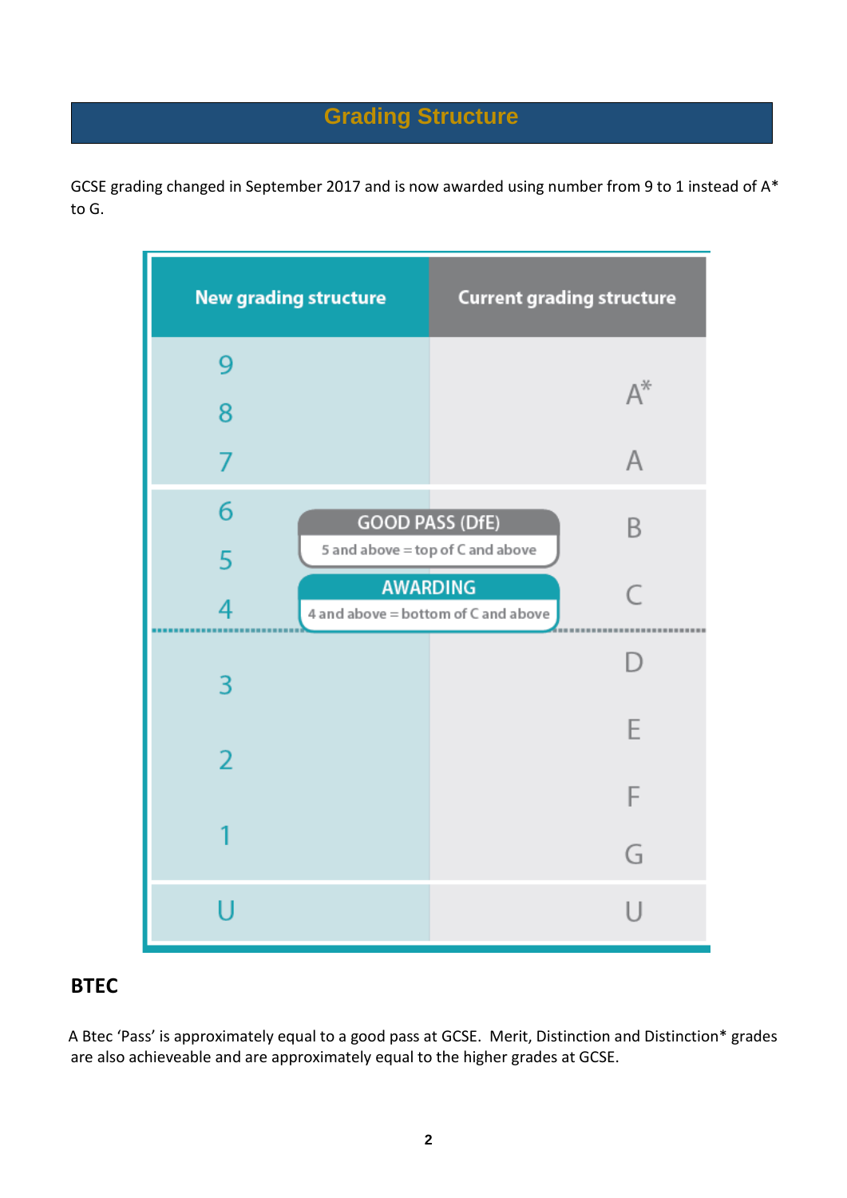# Grading Structure

GCSE grading changed in September 2017 and is now awarded using number from 9 to 1 instead of A* to G.

| New grading structure | Current grading structure |
|---|---|
| 9 | A* |
| 8 | |
| 7 | A |
| 6 | B |
| 5 | |
| 4 | C |
| 3 | D |
| | E |
| 2 | |
| | F |
| 1 | G |
| U | U |

**GOOD PASS (DfE)**: 5 and above = top of C and above

**AWARDING**: 4 and above = bottom of C and above

## BTEC

A Btec 'Pass' is approximately equal to a good pass at GCSE. Merit, Distinction and Distinction* grades are also achieveable and are approximately equal to the higher grades at GCSE.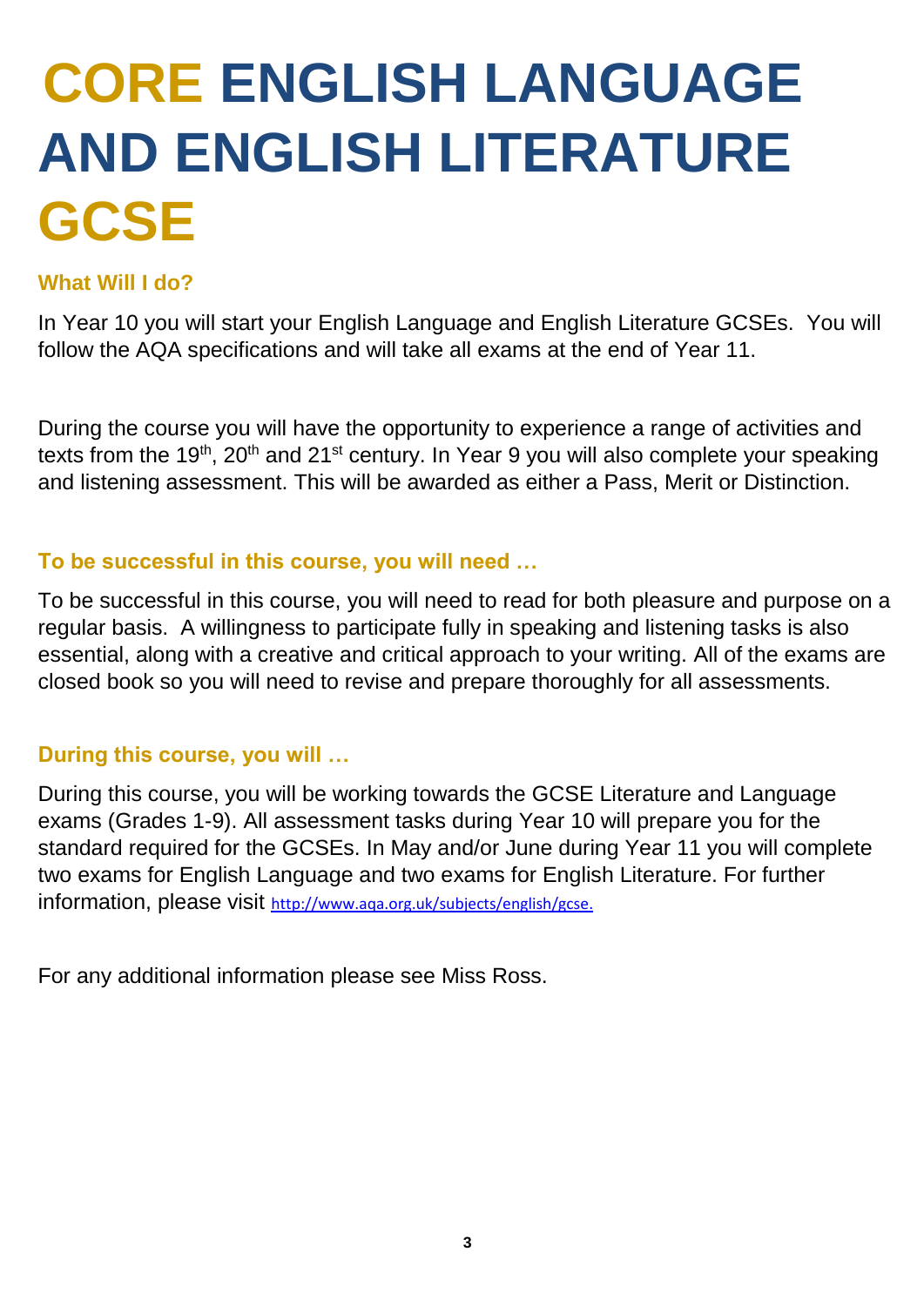# CORE ENGLISH LANGUAGE AND ENGLISH LITERATURE GCSE

### What Will I do?

In Year 10 you will start your English Language and English Literature GCSEs. You will follow the AQA specifications and will take all exams at the end of Year 11.

During the course you will have the opportunity to experience a range of activities and texts from the 19th, 20th and 21st century. In Year 9 you will also complete your speaking and listening assessment. This will be awarded as either a Pass, Merit or Distinction.

### To be successful in this course, you will need …

To be successful in this course, you will need to read for both pleasure and purpose on a regular basis. A willingness to participate fully in speaking and listening tasks is also essential, along with a creative and critical approach to your writing. All of the exams are closed book so you will need to revise and prepare thoroughly for all assessments.

### During this course, you will …

During this course, you will be working towards the GCSE Literature and Language exams (Grades 1-9). All assessment tasks during Year 10 will prepare you for the standard required for the GCSEs. In May and/or June during Year 11 you will complete two exams for English Language and two exams for English Literature. For further information, please visit http://www.aqa.org.uk/subjects/english/gcse.

For any additional information please see Miss Ross.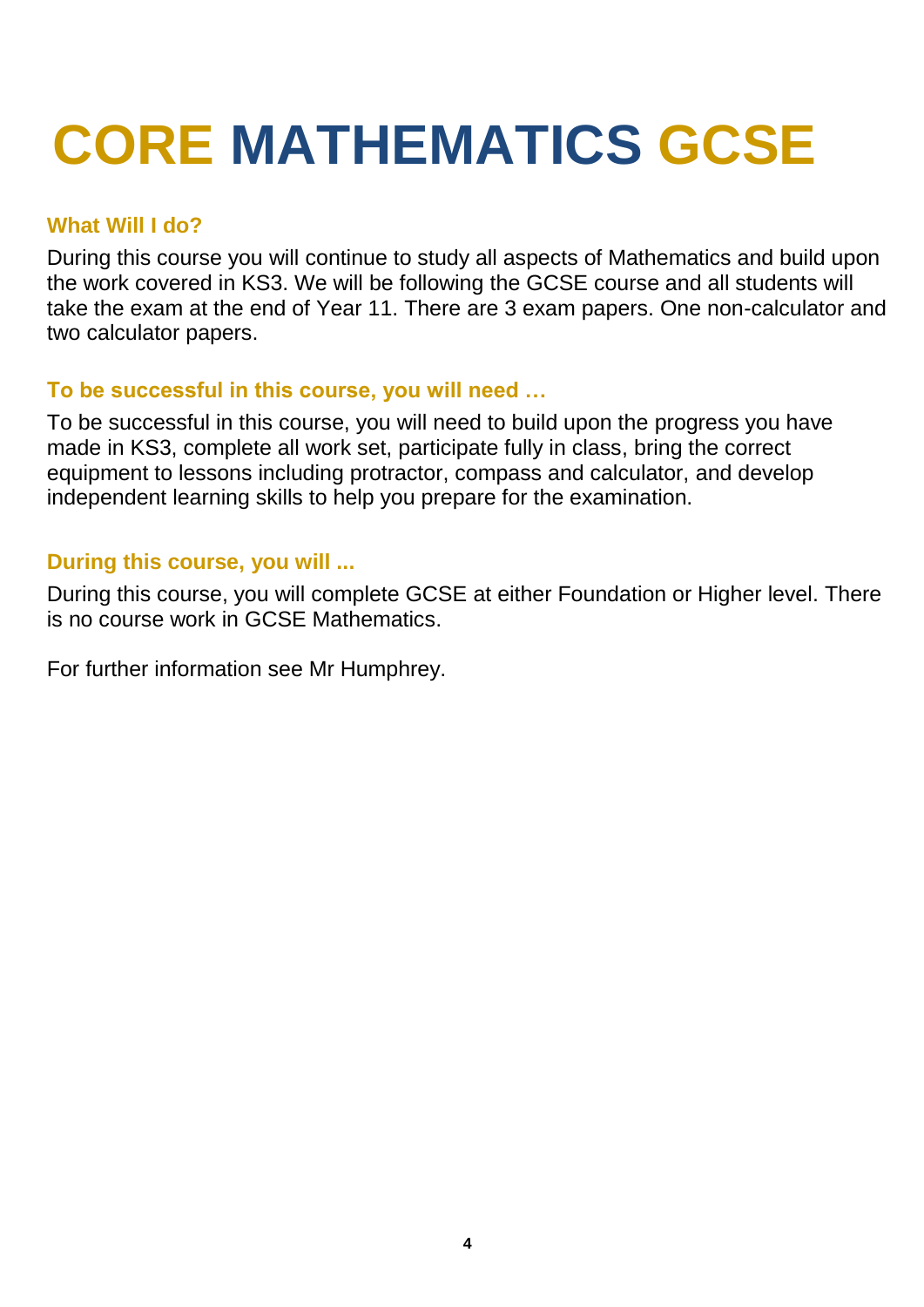# CORE MATHEMATICS GCSE

### What Will I do?

During this course you will continue to study all aspects of Mathematics and build upon the work covered in KS3. We will be following the GCSE course and all students will take the exam at the end of Year 11. There are 3 exam papers. One non-calculator and two calculator papers.

### To be successful in this course, you will need …

To be successful in this course, you will need to build upon the progress you have made in KS3, complete all work set, participate fully in class, bring the correct equipment to lessons including protractor, compass and calculator, and develop independent learning skills to help you prepare for the examination.

### During this course, you will ...

During this course, you will complete GCSE at either Foundation or Higher level. There is no course work in GCSE Mathematics.

For further information see Mr Humphrey.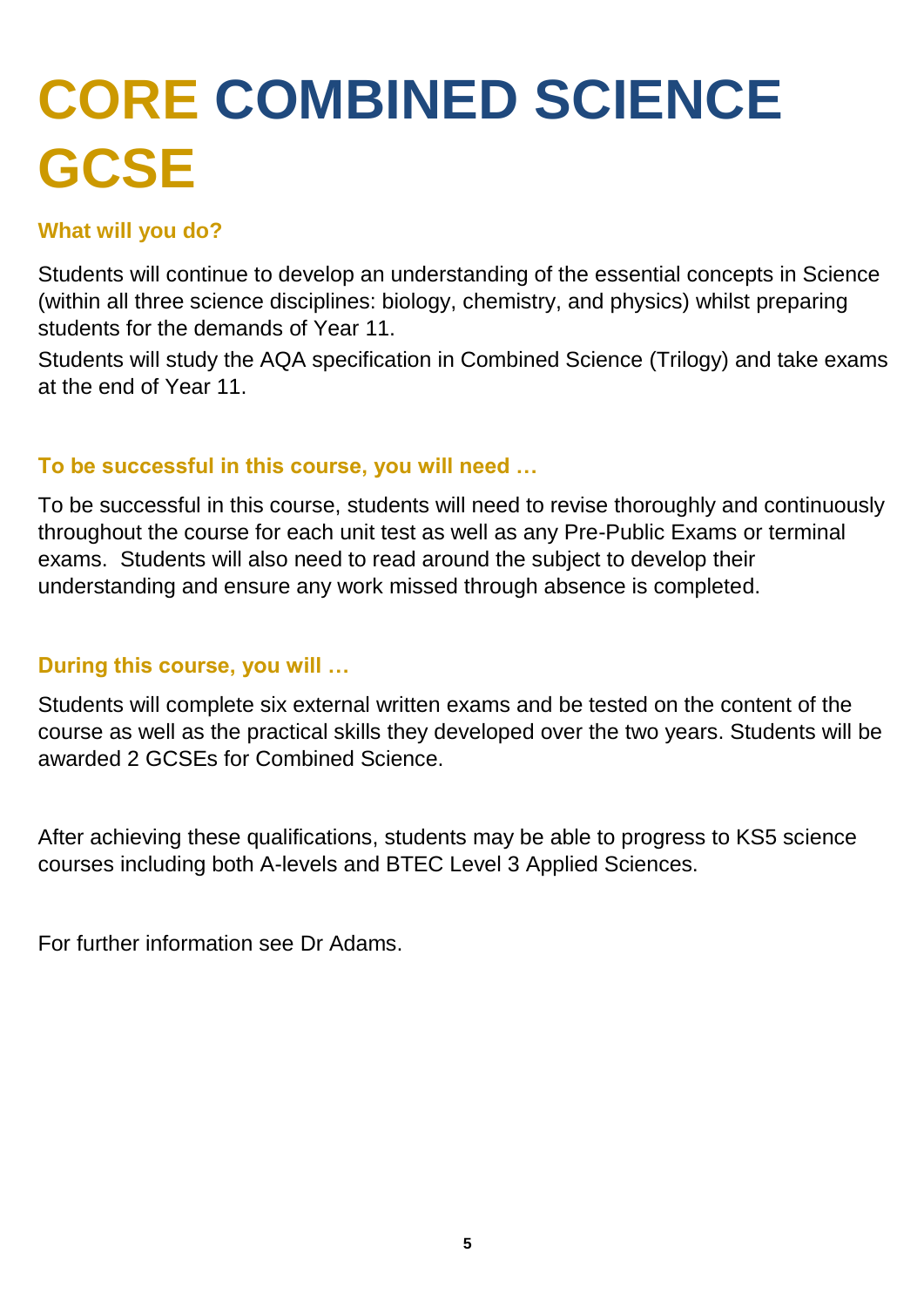# CORE COMBINED SCIENCE GCSE

### What will you do?

Students will continue to develop an understanding of the essential concepts in Science (within all three science disciplines: biology, chemistry, and physics) whilst preparing students for the demands of Year 11.

Students will study the AQA specification in Combined Science (Trilogy) and take exams at the end of Year 11.

### To be successful in this course, you will need …

To be successful in this course, students will need to revise thoroughly and continuously throughout the course for each unit test as well as any Pre-Public Exams or terminal exams. Students will also need to read around the subject to develop their understanding and ensure any work missed through absence is completed.

### During this course, you will …

Students will complete six external written exams and be tested on the content of the course as well as the practical skills they developed over the two years. Students will be awarded 2 GCSEs for Combined Science.

After achieving these qualifications, students may be able to progress to KS5 science courses including both A-levels and BTEC Level 3 Applied Sciences.

For further information see Dr Adams.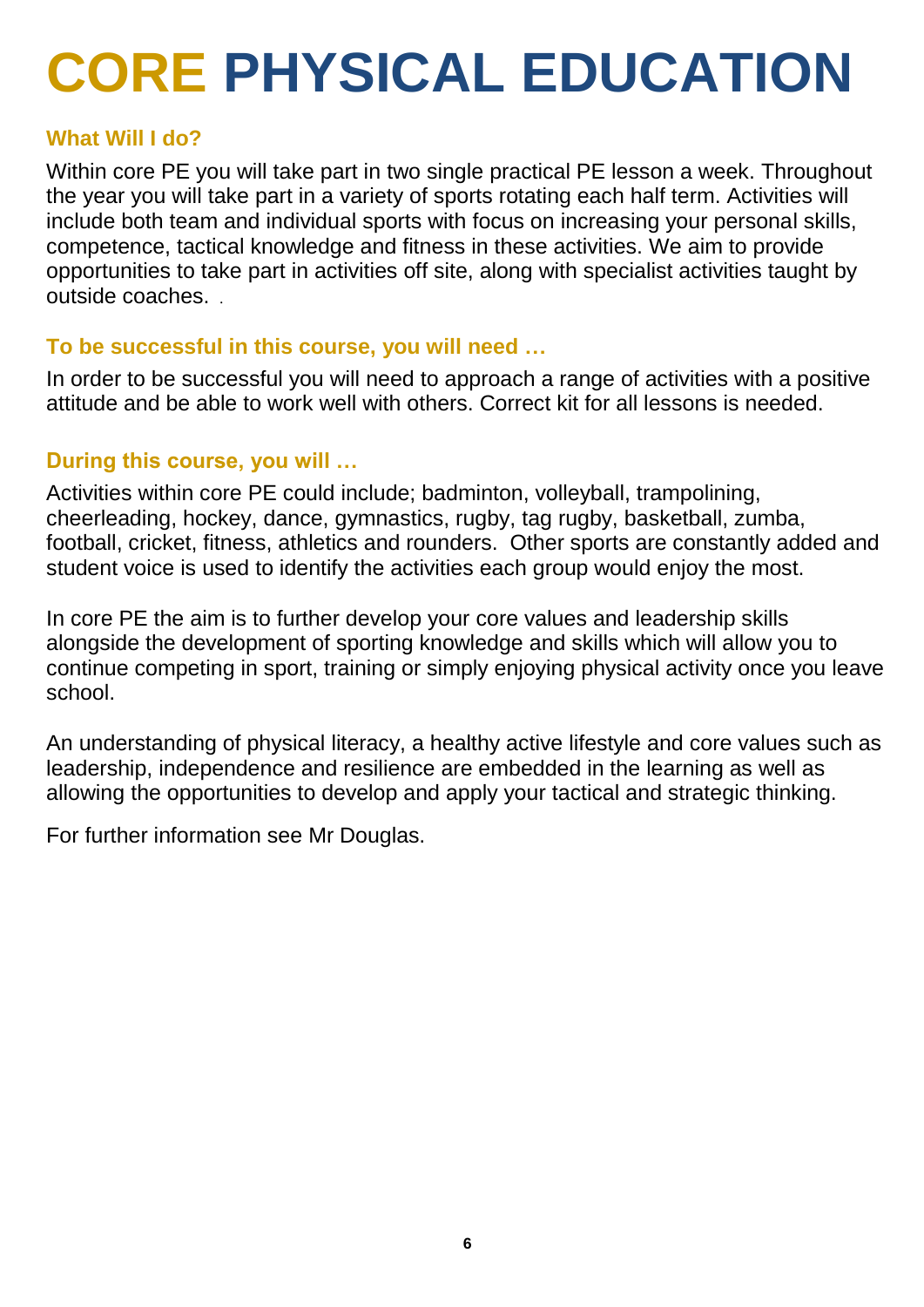# CORE PHYSICAL EDUCATION

### What Will I do?

Within core PE you will take part in two single practical PE lesson a week. Throughout the year you will take part in a variety of sports rotating each half term. Activities will include both team and individual sports with focus on increasing your personal skills, competence, tactical knowledge and fitness in these activities. We aim to provide opportunities to take part in activities off site, along with specialist activities taught by outside coaches. .

### To be successful in this course, you will need …

In order to be successful you will need to approach a range of activities with a positive attitude and be able to work well with others. Correct kit for all lessons is needed.

### During this course, you will …

Activities within core PE could include; badminton, volleyball, trampolining, cheerleading, hockey, dance, gymnastics, rugby, tag rugby, basketball, zumba, football, cricket, fitness, athletics and rounders. Other sports are constantly added and student voice is used to identify the activities each group would enjoy the most.

In core PE the aim is to further develop your core values and leadership skills alongside the development of sporting knowledge and skills which will allow you to continue competing in sport, training or simply enjoying physical activity once you leave school.

An understanding of physical literacy, a healthy active lifestyle and core values such as leadership, independence and resilience are embedded in the learning as well as allowing the opportunities to develop and apply your tactical and strategic thinking.

For further information see Mr Douglas.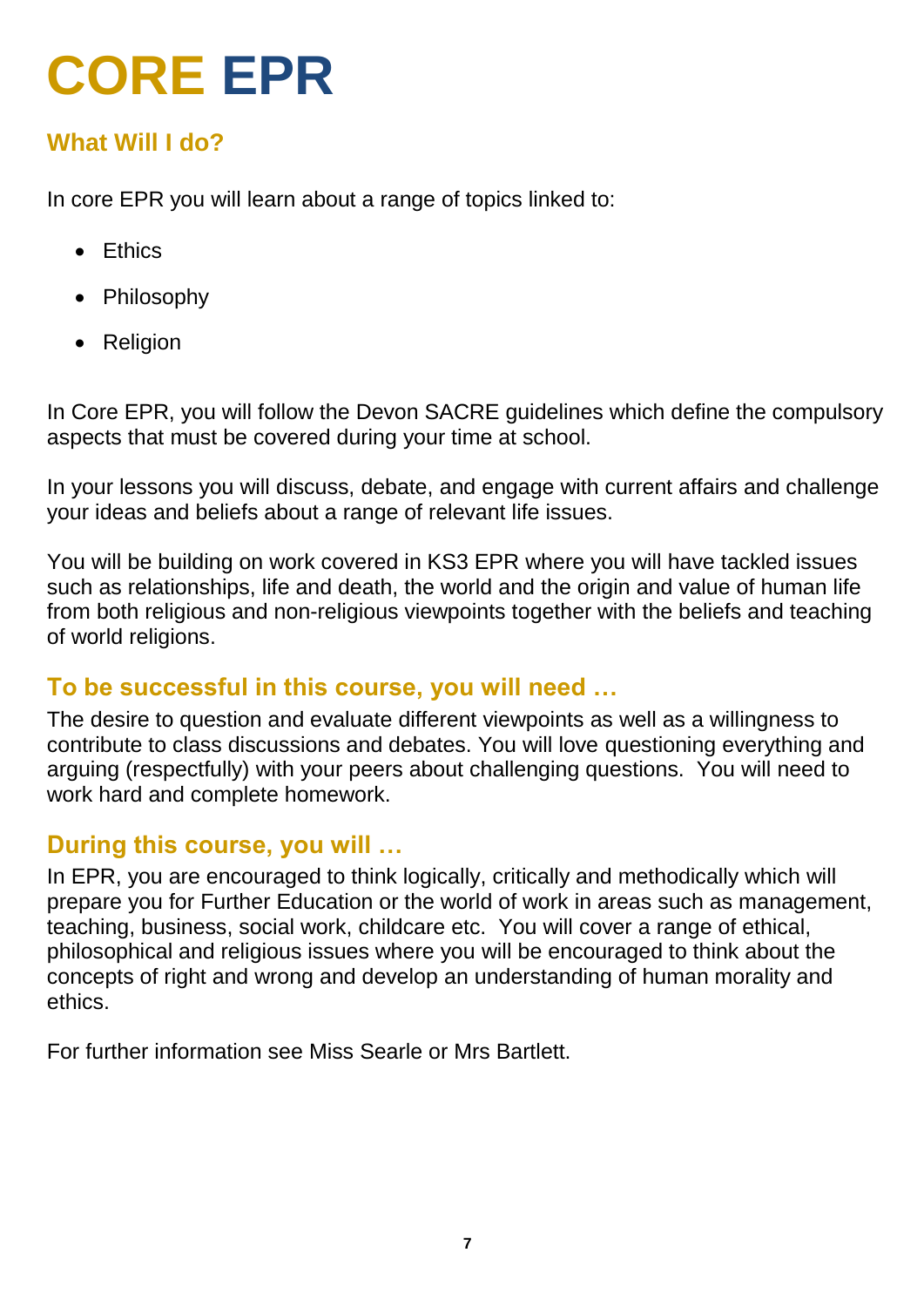# CORE EPR

## What Will I do?

In core EPR you will learn about a range of topics linked to:

- Ethics
- Philosophy
- Religion

In Core EPR, you will follow the Devon SACRE guidelines which define the compulsory aspects that must be covered during your time at school.

In your lessons you will discuss, debate, and engage with current affairs and challenge your ideas and beliefs about a range of relevant life issues.

You will be building on work covered in KS3 EPR where you will have tackled issues such as relationships, life and death, the world and the origin and value of human life from both religious and non-religious viewpoints together with the beliefs and teaching of world religions.

## To be successful in this course, you will need …

The desire to question and evaluate different viewpoints as well as a willingness to contribute to class discussions and debates. You will love questioning everything and arguing (respectfully) with your peers about challenging questions. You will need to work hard and complete homework.

## During this course, you will …

In EPR, you are encouraged to think logically, critically and methodically which will prepare you for Further Education or the world of work in areas such as management, teaching, business, social work, childcare etc. You will cover a range of ethical, philosophical and religious issues where you will be encouraged to think about the concepts of right and wrong and develop an understanding of human morality and ethics.

For further information see Miss Searle or Mrs Bartlett.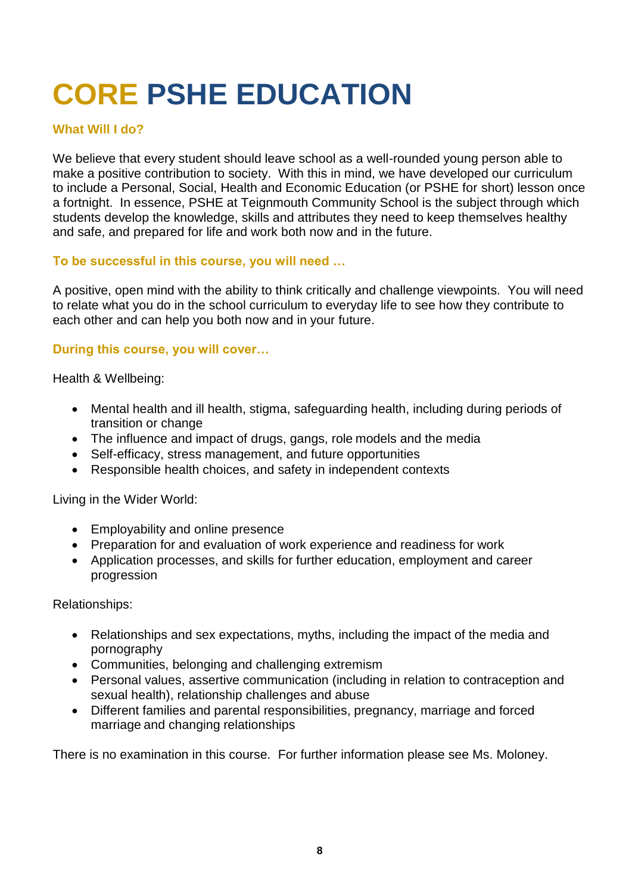# CORE PSHE EDUCATION

### What Will I do?

We believe that every student should leave school as a well-rounded young person able to make a positive contribution to society. With this in mind, we have developed our curriculum to include a Personal, Social, Health and Economic Education (or PSHE for short) lesson once a fortnight. In essence, PSHE at Teignmouth Community School is the subject through which students develop the knowledge, skills and attributes they need to keep themselves healthy and safe, and prepared for life and work both now and in the future.

### To be successful in this course, you will need …

A positive, open mind with the ability to think critically and challenge viewpoints. You will need to relate what you do in the school curriculum to everyday life to see how they contribute to each other and can help you both now and in your future.

### During this course, you will cover…

Health & Wellbeing:

- Mental health and ill health, stigma, safeguarding health, including during periods of transition or change
- The influence and impact of drugs, gangs, role models and the media
- Self-efficacy, stress management, and future opportunities
- Responsible health choices, and safety in independent contexts

Living in the Wider World:

- Employability and online presence
- Preparation for and evaluation of work experience and readiness for work
- Application processes, and skills for further education, employment and career progression

Relationships:

- Relationships and sex expectations, myths, including the impact of the media and pornography
- Communities, belonging and challenging extremism
- Personal values, assertive communication (including in relation to contraception and sexual health), relationship challenges and abuse
- Different families and parental responsibilities, pregnancy, marriage and forced marriage and changing relationships

There is no examination in this course. For further information please see Ms. Moloney.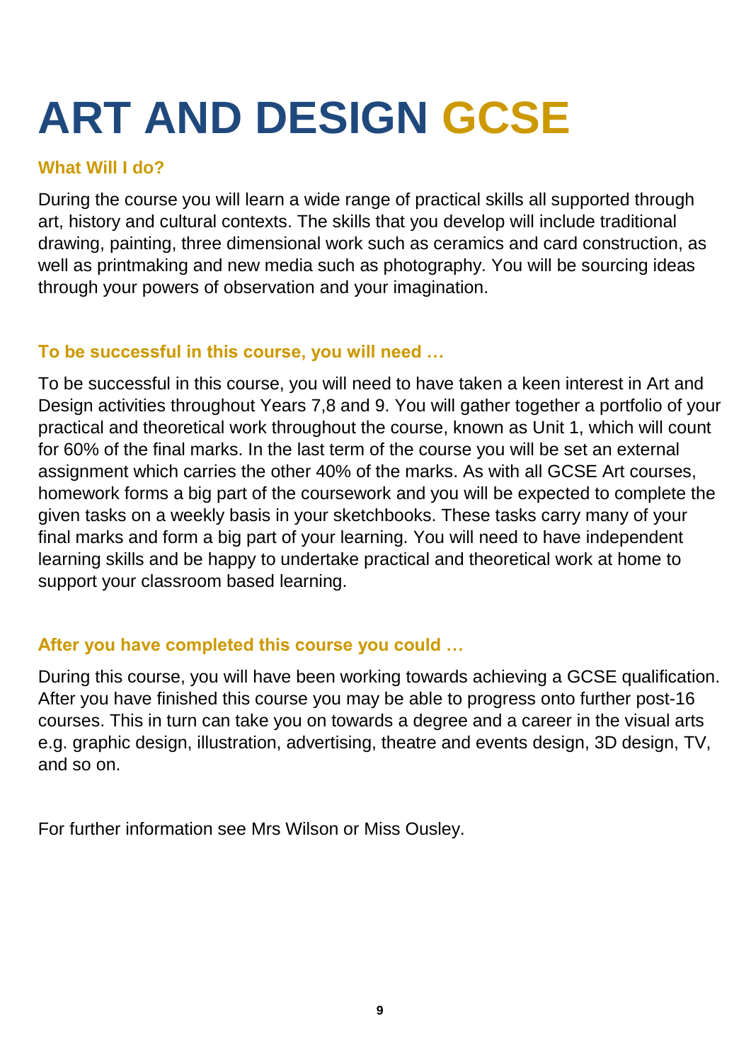# ART AND DESIGN GCSE

### What Will I do?

During the course you will learn a wide range of practical skills all supported through art, history and cultural contexts. The skills that you develop will include traditional drawing, painting, three dimensional work such as ceramics and card construction, as well as printmaking and new media such as photography. You will be sourcing ideas through your powers of observation and your imagination.

### To be successful in this course, you will need …

To be successful in this course, you will need to have taken a keen interest in Art and Design activities throughout Years 7,8 and 9. You will gather together a portfolio of your practical and theoretical work throughout the course, known as Unit 1, which will count for 60% of the final marks. In the last term of the course you will be set an external assignment which carries the other 40% of the marks. As with all GCSE Art courses, homework forms a big part of the coursework and you will be expected to complete the given tasks on a weekly basis in your sketchbooks. These tasks carry many of your final marks and form a big part of your learning. You will need to have independent learning skills and be happy to undertake practical and theoretical work at home to support your classroom based learning.

### After you have completed this course you could …

During this course, you will have been working towards achieving a GCSE qualification. After you have finished this course you may be able to progress onto further post-16 courses. This in turn can take you on towards a degree and a career in the visual arts e.g. graphic design, illustration, advertising, theatre and events design, 3D design, TV, and so on.

For further information see Mrs Wilson or Miss Ousley.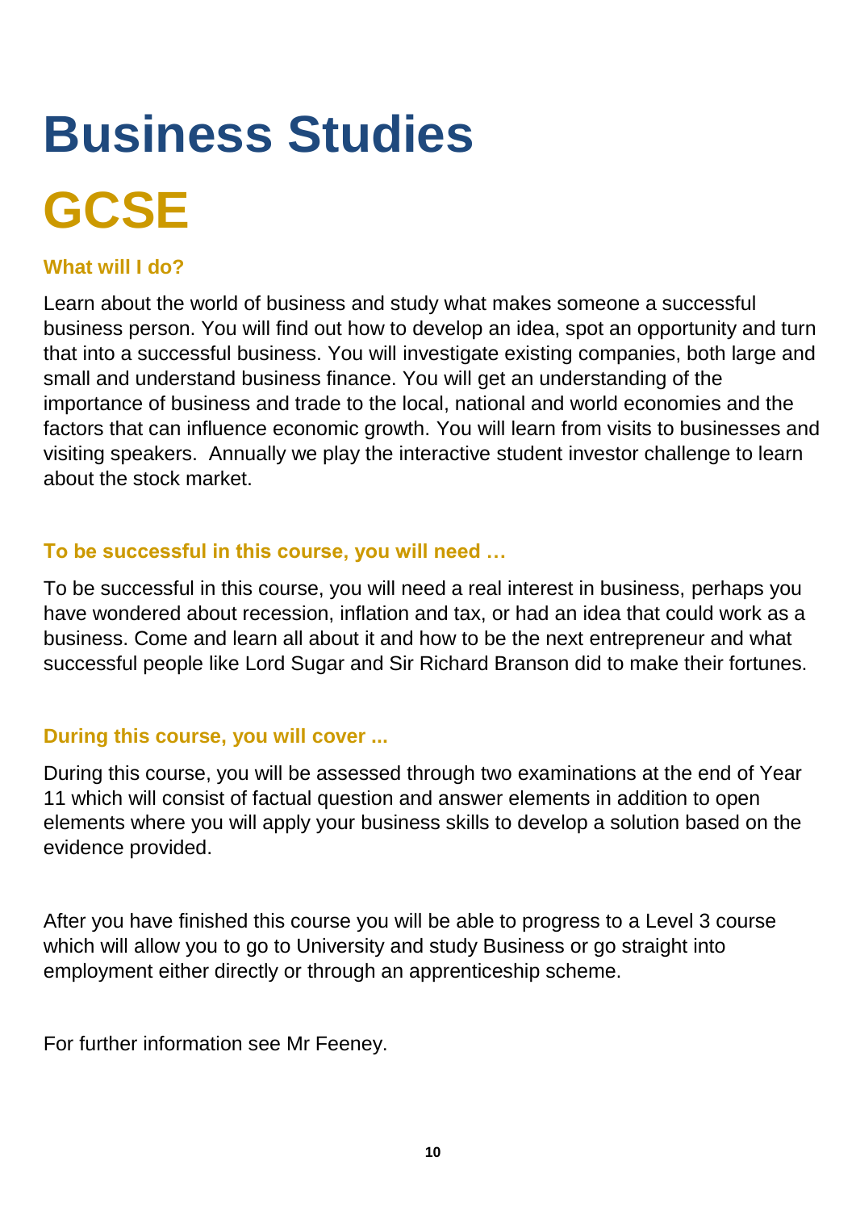# Business Studies

# GCSE

### What will I do?

Learn about the world of business and study what makes someone a successful business person. You will find out how to develop an idea, spot an opportunity and turn that into a successful business. You will investigate existing companies, both large and small and understand business finance. You will get an understanding of the importance of business and trade to the local, national and world economies and the factors that can influence economic growth. You will learn from visits to businesses and visiting speakers. Annually we play the interactive student investor challenge to learn about the stock market.

### To be successful in this course, you will need …

To be successful in this course, you will need a real interest in business, perhaps you have wondered about recession, inflation and tax, or had an idea that could work as a business. Come and learn all about it and how to be the next entrepreneur and what successful people like Lord Sugar and Sir Richard Branson did to make their fortunes.

### During this course, you will cover ...

During this course, you will be assessed through two examinations at the end of Year 11 which will consist of factual question and answer elements in addition to open elements where you will apply your business skills to develop a solution based on the evidence provided.

After you have finished this course you will be able to progress to a Level 3 course which will allow you to go to University and study Business or go straight into employment either directly or through an apprenticeship scheme.

For further information see Mr Feeney.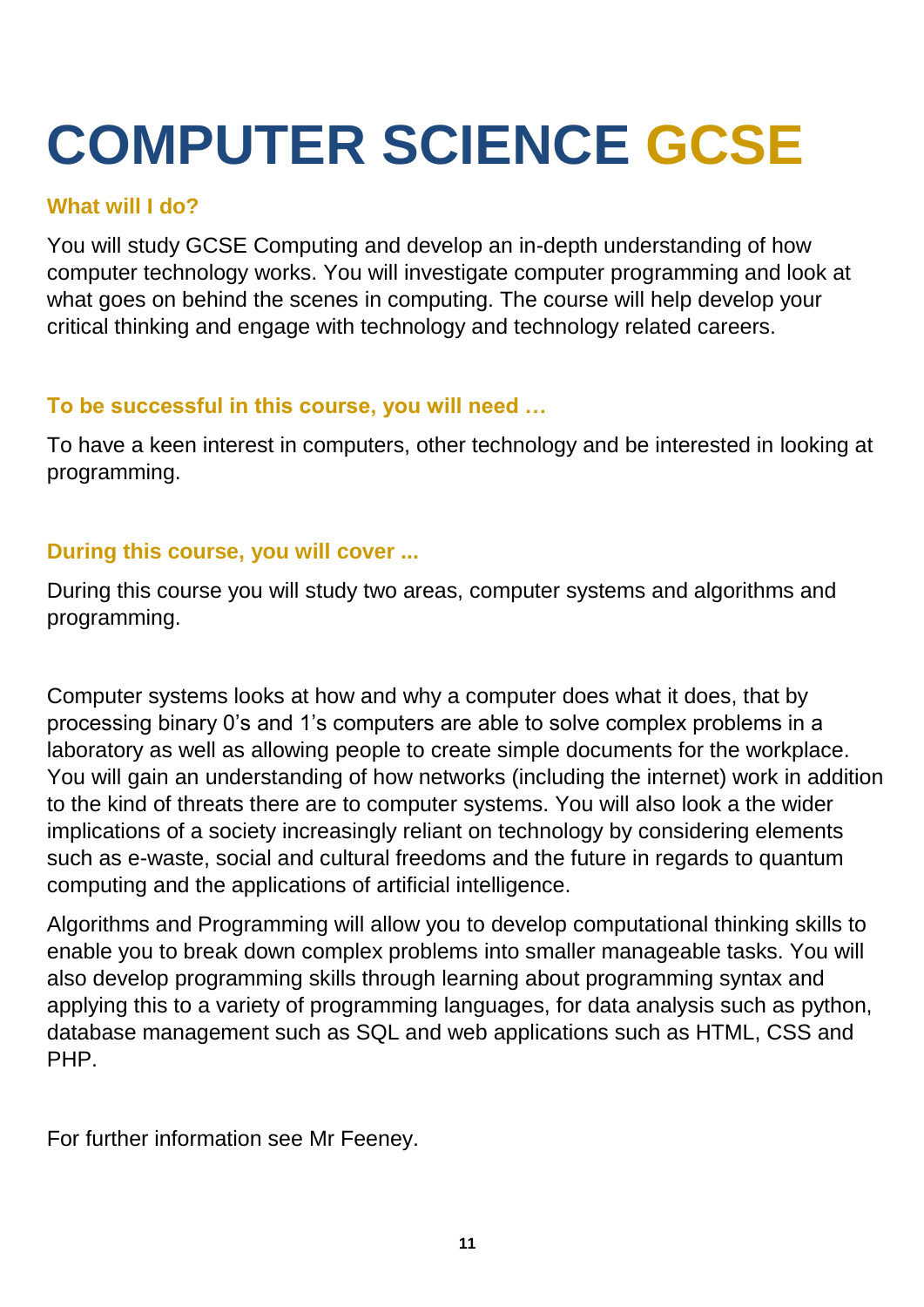# COMPUTER SCIENCE GCSE

### What will I do?

You will study GCSE Computing and develop an in-depth understanding of how computer technology works. You will investigate computer programming and look at what goes on behind the scenes in computing. The course will help develop your critical thinking and engage with technology and technology related careers.

### To be successful in this course, you will need …

To have a keen interest in computers, other technology and be interested in looking at programming.

### During this course, you will cover ...

During this course you will study two areas, computer systems and algorithms and programming.

Computer systems looks at how and why a computer does what it does, that by processing binary 0's and 1's computers are able to solve complex problems in a laboratory as well as allowing people to create simple documents for the workplace. You will gain an understanding of how networks (including the internet) work in addition to the kind of threats there are to computer systems. You will also look a the wider implications of a society increasingly reliant on technology by considering elements such as e-waste, social and cultural freedoms and the future in regards to quantum computing and the applications of artificial intelligence.

Algorithms and Programming will allow you to develop computational thinking skills to enable you to break down complex problems into smaller manageable tasks. You will also develop programming skills through learning about programming syntax and applying this to a variety of programming languages, for data analysis such as python, database management such as SQL and web applications such as HTML, CSS and PHP.

For further information see Mr Feeney.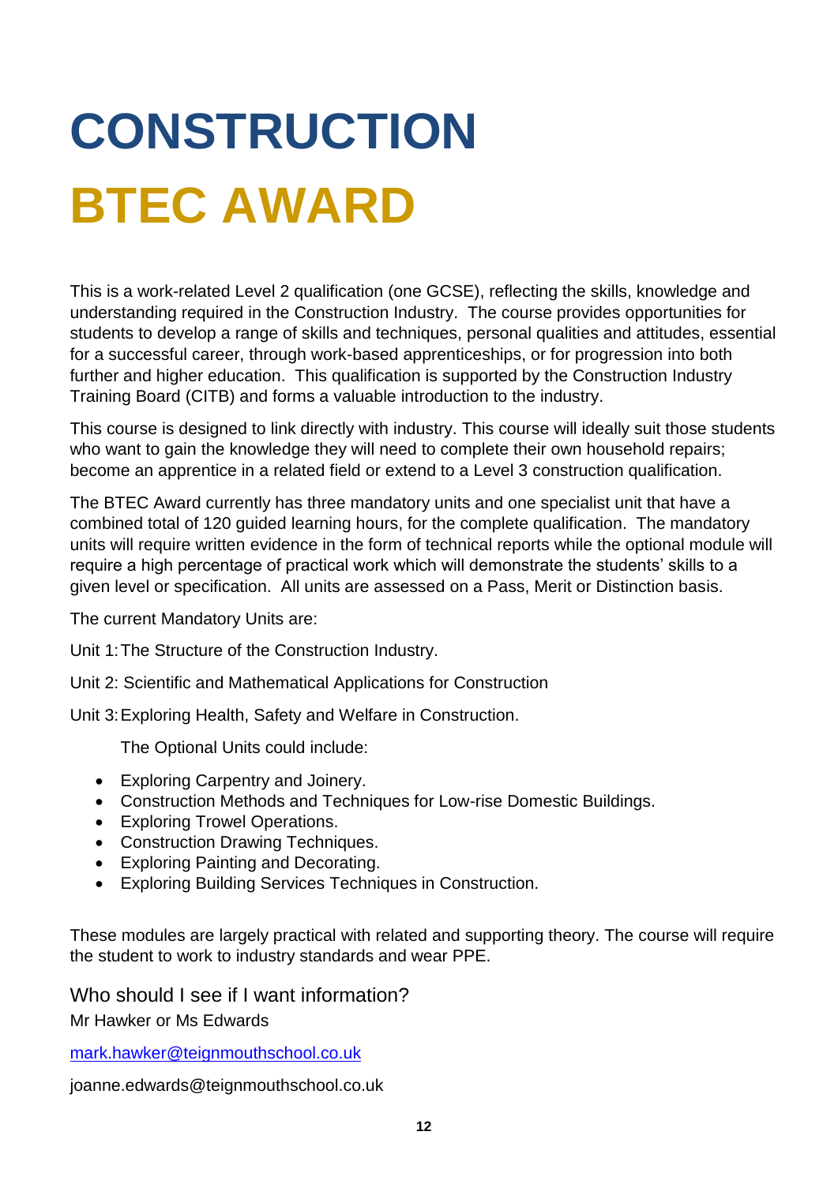# CONSTRUCTION

# BTEC AWARD

This is a work-related Level 2 qualification (one GCSE), reflecting the skills, knowledge and understanding required in the Construction Industry. The course provides opportunities for students to develop a range of skills and techniques, personal qualities and attitudes, essential for a successful career, through work-based apprenticeships, or for progression into both further and higher education. This qualification is supported by the Construction Industry Training Board (CITB) and forms a valuable introduction to the industry.

This course is designed to link directly with industry. This course will ideally suit those students who want to gain the knowledge they will need to complete their own household repairs; become an apprentice in a related field or extend to a Level 3 construction qualification.

The BTEC Award currently has three mandatory units and one specialist unit that have a combined total of 120 guided learning hours, for the complete qualification. The mandatory units will require written evidence in the form of technical reports while the optional module will require a high percentage of practical work which will demonstrate the students' skills to a given level or specification. All units are assessed on a Pass, Merit or Distinction basis.

The current Mandatory Units are:

Unit 1: The Structure of the Construction Industry.

Unit 2: Scientific and Mathematical Applications for Construction

Unit 3: Exploring Health, Safety and Welfare in Construction.

The Optional Units could include:

- Exploring Carpentry and Joinery.
- Construction Methods and Techniques for Low-rise Domestic Buildings.
- Exploring Trowel Operations.
- Construction Drawing Techniques.
- Exploring Painting and Decorating.
- Exploring Building Services Techniques in Construction.

These modules are largely practical with related and supporting theory. The course will require the student to work to industry standards and wear PPE.

## Who should I see if I want information?

Mr Hawker or Ms Edwards

mark.hawker@teignmouthschool.co.uk

joanne.edwards@teignmouthschool.co.uk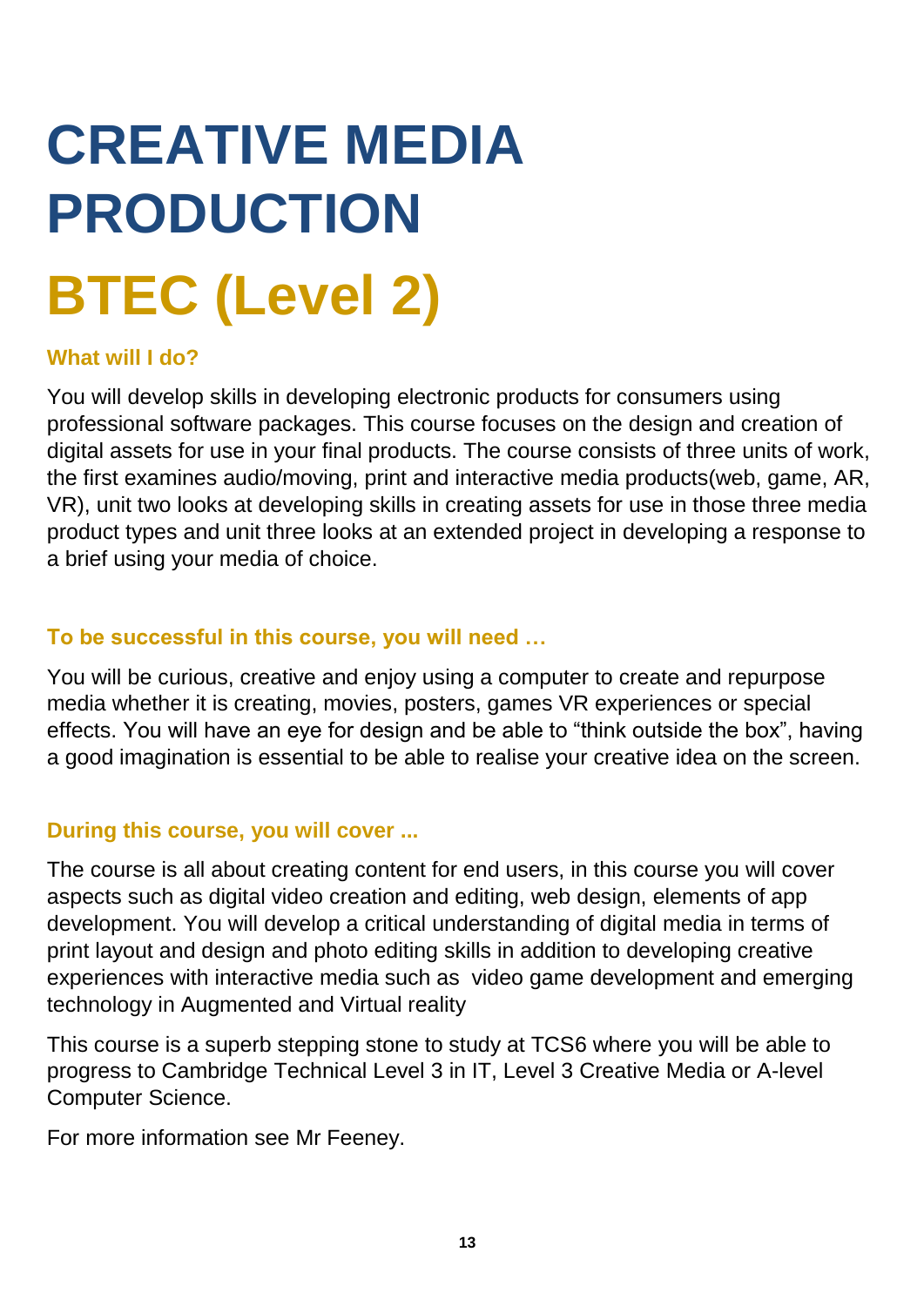# CREATIVE MEDIA PRODUCTION

# BTEC (Level 2)

### What will I do?

You will develop skills in developing electronic products for consumers using professional software packages. This course focuses on the design and creation of digital assets for use in your final products. The course consists of three units of work, the first examines audio/moving, print and interactive media products(web, game, AR, VR), unit two looks at developing skills in creating assets for use in those three media product types and unit three looks at an extended project in developing a response to a brief using your media of choice.

### To be successful in this course, you will need …

You will be curious, creative and enjoy using a computer to create and repurpose media whether it is creating, movies, posters, games VR experiences or special effects. You will have an eye for design and be able to "think outside the box", having a good imagination is essential to be able to realise your creative idea on the screen.

### During this course, you will cover ...

The course is all about creating content for end users, in this course you will cover aspects such as digital video creation and editing, web design, elements of app development. You will develop a critical understanding of digital media in terms of print layout and design and photo editing skills in addition to developing creative experiences with interactive media such as video game development and emerging technology in Augmented and Virtual reality

This course is a superb stepping stone to study at TCS6 where you will be able to progress to Cambridge Technical Level 3 in IT, Level 3 Creative Media or A-level Computer Science.

For more information see Mr Feeney.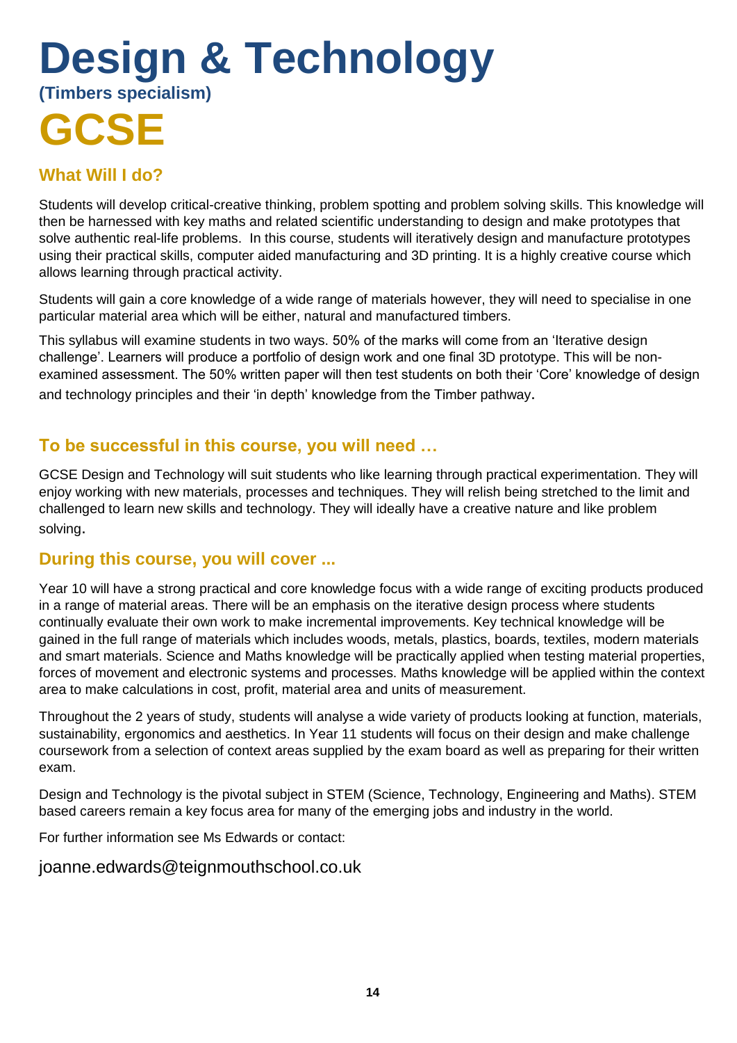# Design & Technology

**(Timbers specialism)**

# GCSE

## What Will I do?

Students will develop critical-creative thinking, problem spotting and problem solving skills. This knowledge will then be harnessed with key maths and related scientific understanding to design and make prototypes that solve authentic real-life problems. In this course, students will iteratively design and manufacture prototypes using their practical skills, computer aided manufacturing and 3D printing. It is a highly creative course which allows learning through practical activity.

Students will gain a core knowledge of a wide range of materials however, they will need to specialise in one particular material area which will be either, natural and manufactured timbers.

This syllabus will examine students in two ways. 50% of the marks will come from an 'Iterative design challenge'. Learners will produce a portfolio of design work and one final 3D prototype. This will be non-examined assessment. The 50% written paper will then test students on both their 'Core' knowledge of design and technology principles and their 'in depth' knowledge from the Timber pathway.

## To be successful in this course, you will need …

GCSE Design and Technology will suit students who like learning through practical experimentation. They will enjoy working with new materials, processes and techniques. They will relish being stretched to the limit and challenged to learn new skills and technology. They will ideally have a creative nature and like problem solving.

## During this course, you will cover ...

Year 10 will have a strong practical and core knowledge focus with a wide range of exciting products produced in a range of material areas. There will be an emphasis on the iterative design process where students continually evaluate their own work to make incremental improvements. Key technical knowledge will be gained in the full range of materials which includes woods, metals, plastics, boards, textiles, modern materials and smart materials. Science and Maths knowledge will be practically applied when testing material properties, forces of movement and electronic systems and processes. Maths knowledge will be applied within the context area to make calculations in cost, profit, material area and units of measurement.

Throughout the 2 years of study, students will analyse a wide variety of products looking at function, materials, sustainability, ergonomics and aesthetics. In Year 11 students will focus on their design and make challenge coursework from a selection of context areas supplied by the exam board as well as preparing for their written exam.

Design and Technology is the pivotal subject in STEM (Science, Technology, Engineering and Maths). STEM based careers remain a key focus area for many of the emerging jobs and industry in the world.

For further information see Ms Edwards or contact:

joanne.edwards@teignmouthschool.co.uk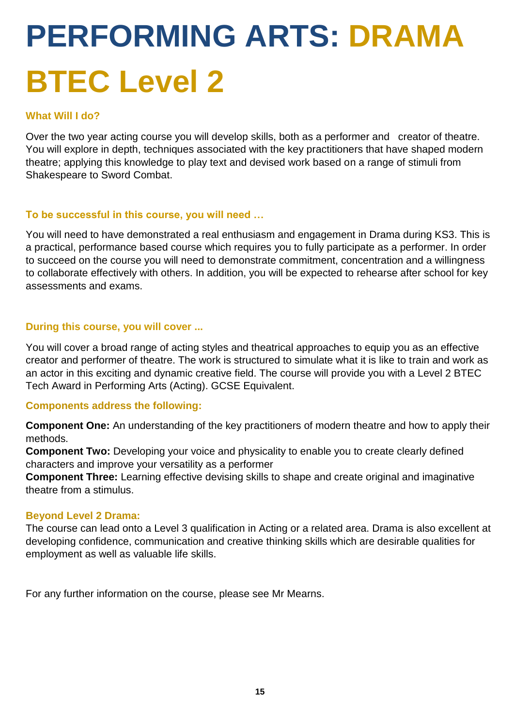# PERFORMING ARTS: DRAMA BTEC Level 2

### What Will I do?

Over the two year acting course you will develop skills, both as a performer and creator of theatre. You will explore in depth, techniques associated with the key practitioners that have shaped modern theatre; applying this knowledge to play text and devised work based on a range of stimuli from Shakespeare to Sword Combat.

### To be successful in this course, you will need …

You will need to have demonstrated a real enthusiasm and engagement in Drama during KS3. This is a practical, performance based course which requires you to fully participate as a performer. In order to succeed on the course you will need to demonstrate commitment, concentration and a willingness to collaborate effectively with others. In addition, you will be expected to rehearse after school for key assessments and exams.

### During this course, you will cover ...

You will cover a broad range of acting styles and theatrical approaches to equip you as an effective creator and performer of theatre. The work is structured to simulate what it is like to train and work as an actor in this exciting and dynamic creative field. The course will provide you with a Level 2 BTEC Tech Award in Performing Arts (Acting). GCSE Equivalent.

### Components address the following:

**Component One:** An understanding of the key practitioners of modern theatre and how to apply their methods.
**Component Two:** Developing your voice and physicality to enable you to create clearly defined characters and improve your versatility as a performer
**Component Three:** Learning effective devising skills to shape and create original and imaginative theatre from a stimulus.

### Beyond Level 2 Drama:

The course can lead onto a Level 3 qualification in Acting or a related area. Drama is also excellent at developing confidence, communication and creative thinking skills which are desirable qualities for employment as well as valuable life skills.

For any further information on the course, please see Mr Mearns.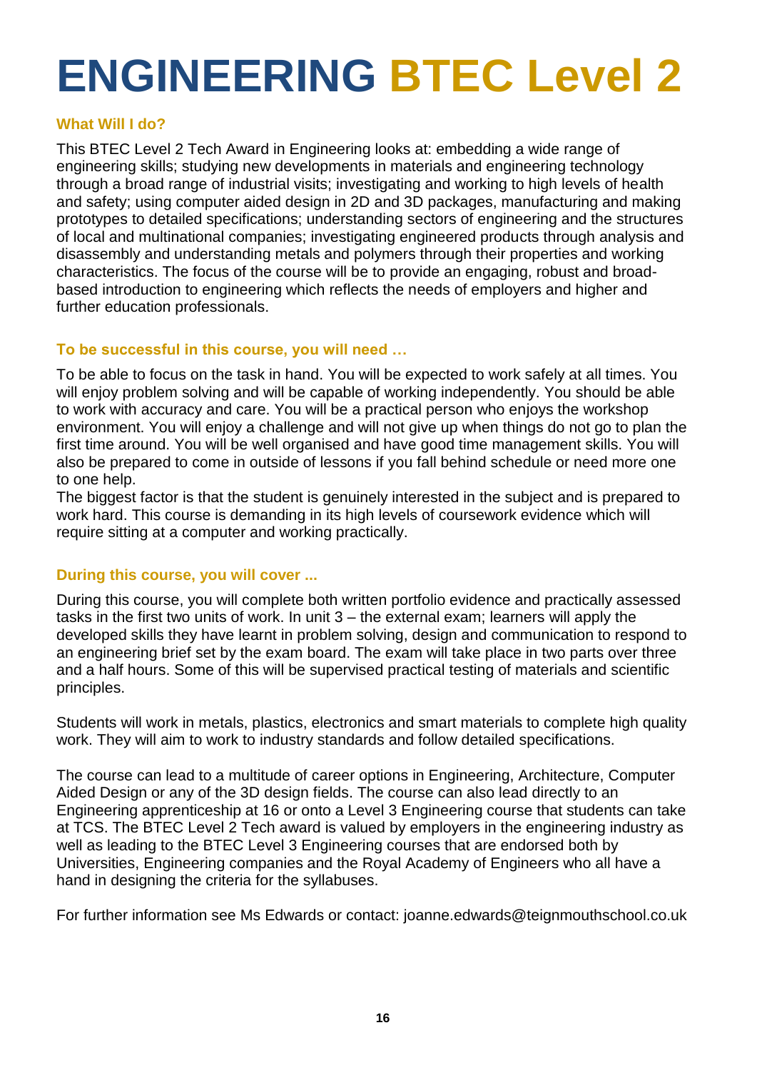# ENGINEERING BTEC Level 2

### What Will I do?

This BTEC Level 2 Tech Award in Engineering looks at: embedding a wide range of engineering skills; studying new developments in materials and engineering technology through a broad range of industrial visits; investigating and working to high levels of health and safety; using computer aided design in 2D and 3D packages, manufacturing and making prototypes to detailed specifications; understanding sectors of engineering and the structures of local and multinational companies; investigating engineered products through analysis and disassembly and understanding metals and polymers through their properties and working characteristics. The focus of the course will be to provide an engaging, robust and broad-based introduction to engineering which reflects the needs of employers and higher and further education professionals.

### To be successful in this course, you will need …

To be able to focus on the task in hand. You will be expected to work safely at all times. You will enjoy problem solving and will be capable of working independently. You should be able to work with accuracy and care. You will be a practical person who enjoys the workshop environment. You will enjoy a challenge and will not give up when things do not go to plan the first time around. You will be well organised and have good time management skills. You will also be prepared to come in outside of lessons if you fall behind schedule or need more one to one help.

The biggest factor is that the student is genuinely interested in the subject and is prepared to work hard. This course is demanding in its high levels of coursework evidence which will require sitting at a computer and working practically.

### During this course, you will cover ...

During this course, you will complete both written portfolio evidence and practically assessed tasks in the first two units of work. In unit 3 – the external exam; learners will apply the developed skills they have learnt in problem solving, design and communication to respond to an engineering brief set by the exam board. The exam will take place in two parts over three and a half hours. Some of this will be supervised practical testing of materials and scientific principles.

Students will work in metals, plastics, electronics and smart materials to complete high quality work. They will aim to work to industry standards and follow detailed specifications.

The course can lead to a multitude of career options in Engineering, Architecture, Computer Aided Design or any of the 3D design fields. The course can also lead directly to an Engineering apprenticeship at 16 or onto a Level 3 Engineering course that students can take at TCS. The BTEC Level 2 Tech award is valued by employers in the engineering industry as well as leading to the BTEC Level 3 Engineering courses that are endorsed both by Universities, Engineering companies and the Royal Academy of Engineers who all have a hand in designing the criteria for the syllabuses.

For further information see Ms Edwards or contact: joanne.edwards@teignmouthschool.co.uk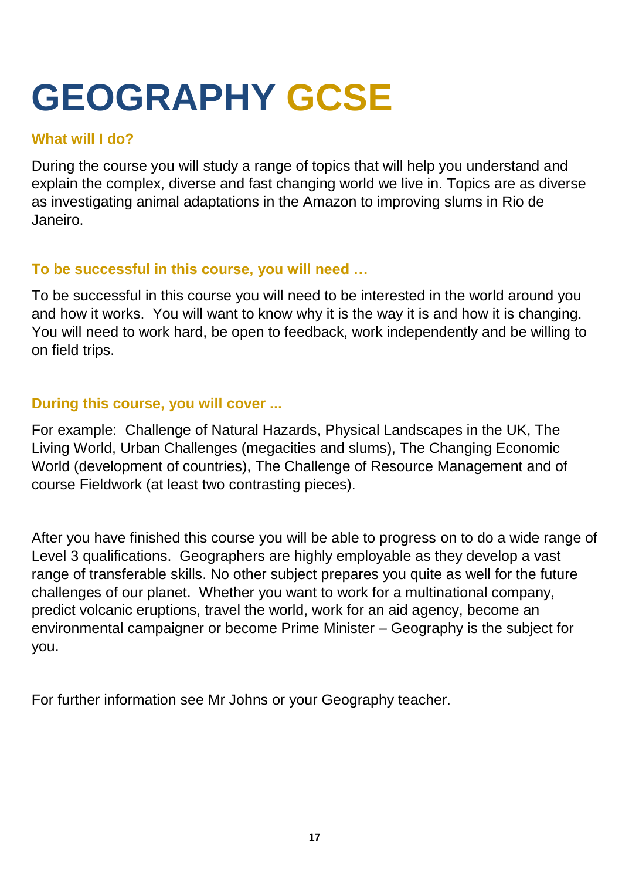# GEOGRAPHY GCSE

### What will I do?

During the course you will study a range of topics that will help you understand and explain the complex, diverse and fast changing world we live in. Topics are as diverse as investigating animal adaptations in the Amazon to improving slums in Rio de Janeiro.

### To be successful in this course, you will need …

To be successful in this course you will need to be interested in the world around you and how it works. You will want to know why it is the way it is and how it is changing. You will need to work hard, be open to feedback, work independently and be willing to on field trips.

### During this course, you will cover ...

For example: Challenge of Natural Hazards, Physical Landscapes in the UK, The Living World, Urban Challenges (megacities and slums), The Changing Economic World (development of countries), The Challenge of Resource Management and of course Fieldwork (at least two contrasting pieces).

After you have finished this course you will be able to progress on to do a wide range of Level 3 qualifications. Geographers are highly employable as they develop a vast range of transferable skills. No other subject prepares you quite as well for the future challenges of our planet. Whether you want to work for a multinational company, predict volcanic eruptions, travel the world, work for an aid agency, become an environmental campaigner or become Prime Minister – Geography is the subject for you.

For further information see Mr Johns or your Geography teacher.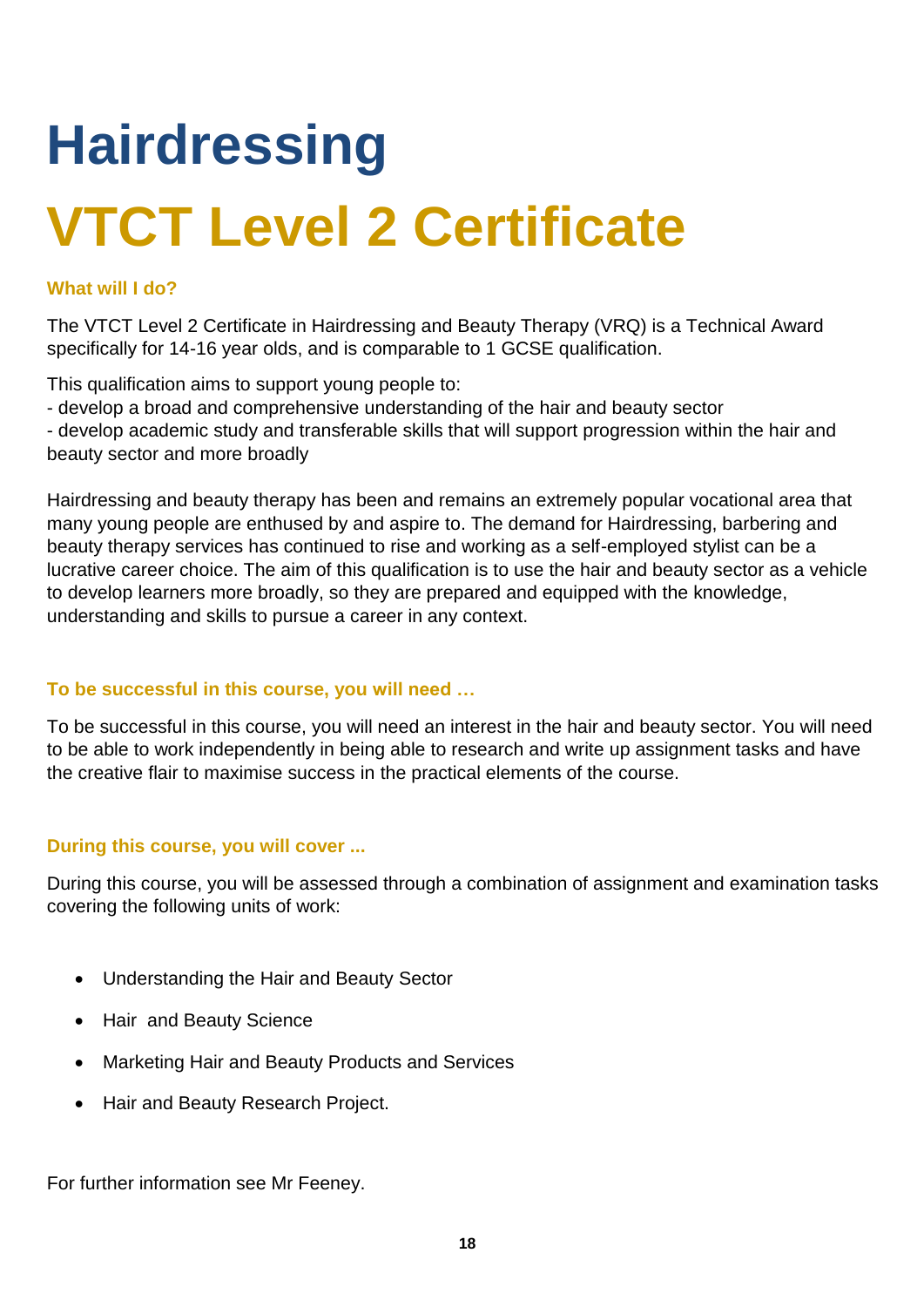# Hairdressing

# VTCT Level 2 Certificate

### What will I do?

The VTCT Level 2 Certificate in Hairdressing and Beauty Therapy (VRQ) is a Technical Award specifically for 14-16 year olds, and is comparable to 1 GCSE qualification.

This qualification aims to support young people to:
- develop a broad and comprehensive understanding of the hair and beauty sector
- develop academic study and transferable skills that will support progression within the hair and beauty sector and more broadly

Hairdressing and beauty therapy has been and remains an extremely popular vocational area that many young people are enthused by and aspire to. The demand for Hairdressing, barbering and beauty therapy services has continued to rise and working as a self-employed stylist can be a lucrative career choice. The aim of this qualification is to use the hair and beauty sector as a vehicle to develop learners more broadly, so they are prepared and equipped with the knowledge, understanding and skills to pursue a career in any context.

### To be successful in this course, you will need …

To be successful in this course, you will need an interest in the hair and beauty sector. You will need to be able to work independently in being able to research and write up assignment tasks and have the creative flair to maximise success in the practical elements of the course.

### During this course, you will cover ...

During this course, you will be assessed through a combination of assignment and examination tasks covering the following units of work:

- Understanding the Hair and Beauty Sector
- Hair and Beauty Science
- Marketing Hair and Beauty Products and Services
- Hair and Beauty Research Project.

For further information see Mr Feeney.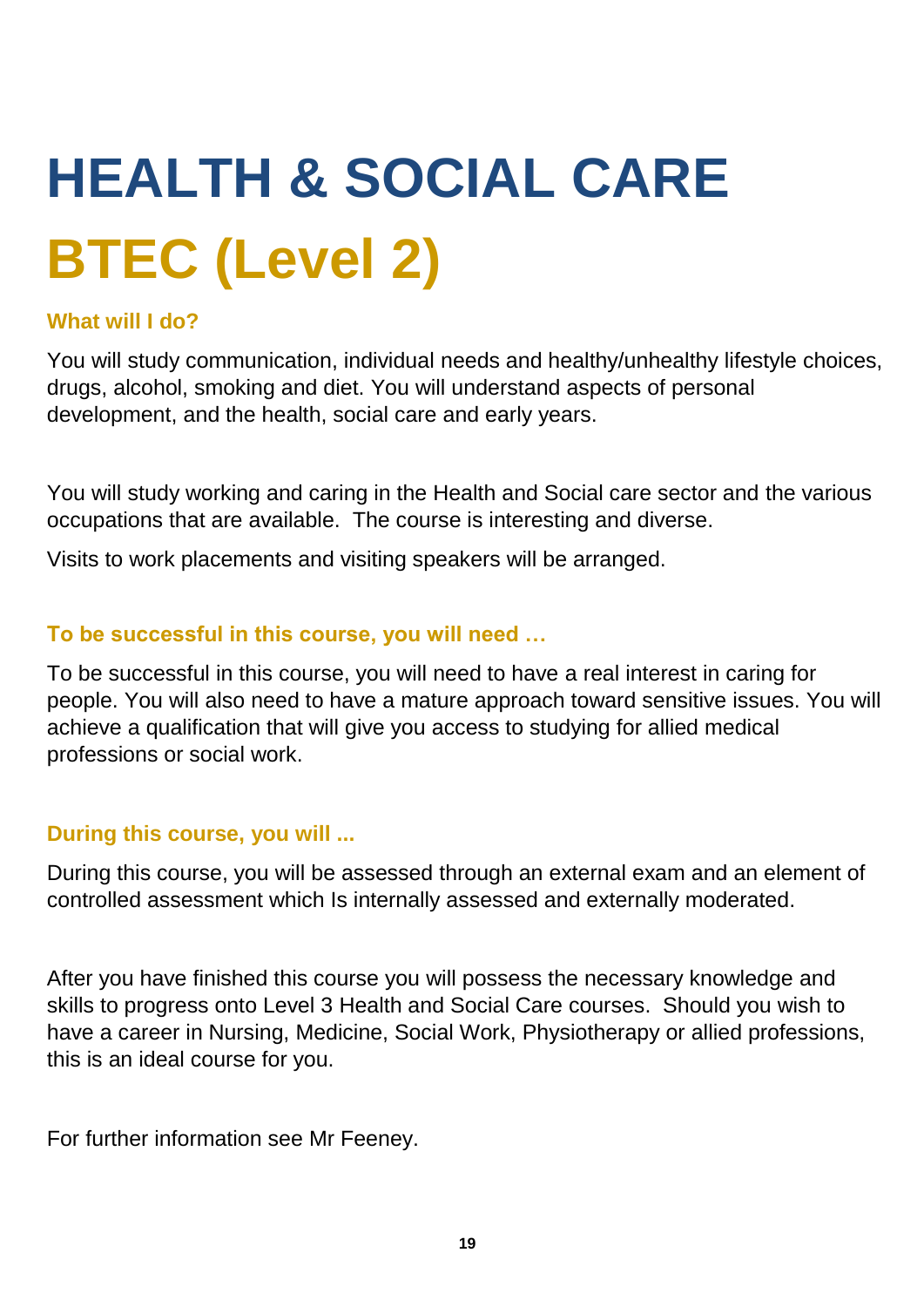# HEALTH & SOCIAL CARE

# BTEC (Level 2)

### What will I do?

You will study communication, individual needs and healthy/unhealthy lifestyle choices, drugs, alcohol, smoking and diet. You will understand aspects of personal development, and the health, social care and early years.

You will study working and caring in the Health and Social care sector and the various occupations that are available. The course is interesting and diverse.

Visits to work placements and visiting speakers will be arranged.

### To be successful in this course, you will need …

To be successful in this course, you will need to have a real interest in caring for people. You will also need to have a mature approach toward sensitive issues. You will achieve a qualification that will give you access to studying for allied medical professions or social work.

### During this course, you will ...

During this course, you will be assessed through an external exam and an element of controlled assessment which Is internally assessed and externally moderated.

After you have finished this course you will possess the necessary knowledge and skills to progress onto Level 3 Health and Social Care courses. Should you wish to have a career in Nursing, Medicine, Social Work, Physiotherapy or allied professions, this is an ideal course for you.

For further information see Mr Feeney.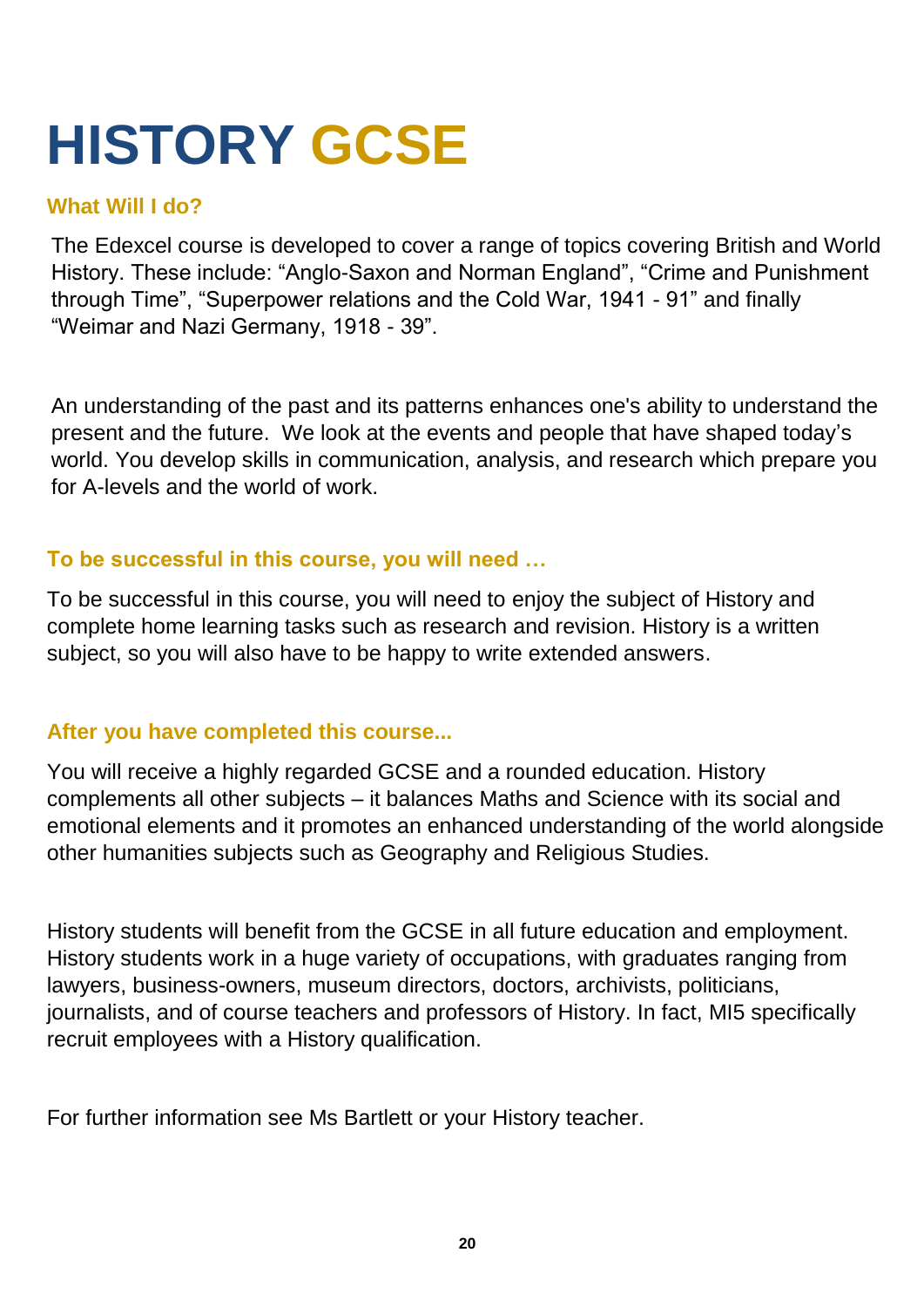# HISTORY GCSE

### What Will I do?

The Edexcel course is developed to cover a range of topics covering British and World History. These include: “Anglo-Saxon and Norman England”, “Crime and Punishment through Time”, “Superpower relations and the Cold War, 1941 - 91” and finally “Weimar and Nazi Germany, 1918 - 39”.

An understanding of the past and its patterns enhances one's ability to understand the present and the future.  We look at the events and people that have shaped today’s world. You develop skills in communication, analysis, and research which prepare you for A-levels and the world of work.

### To be successful in this course, you will need …

To be successful in this course, you will need to enjoy the subject of History and complete home learning tasks such as research and revision. History is a written subject, so you will also have to be happy to write extended answers.

### After you have completed this course...

You will receive a highly regarded GCSE and a rounded education. History complements all other subjects – it balances Maths and Science with its social and emotional elements and it promotes an enhanced understanding of the world alongside other humanities subjects such as Geography and Religious Studies.

History students will benefit from the GCSE in all future education and employment. History students work in a huge variety of occupations, with graduates ranging from lawyers, business-owners, museum directors, doctors, archivists, politicians, journalists, and of course teachers and professors of History. In fact, MI5 specifically recruit employees with a History qualification.

For further information see Ms Bartlett or your History teacher.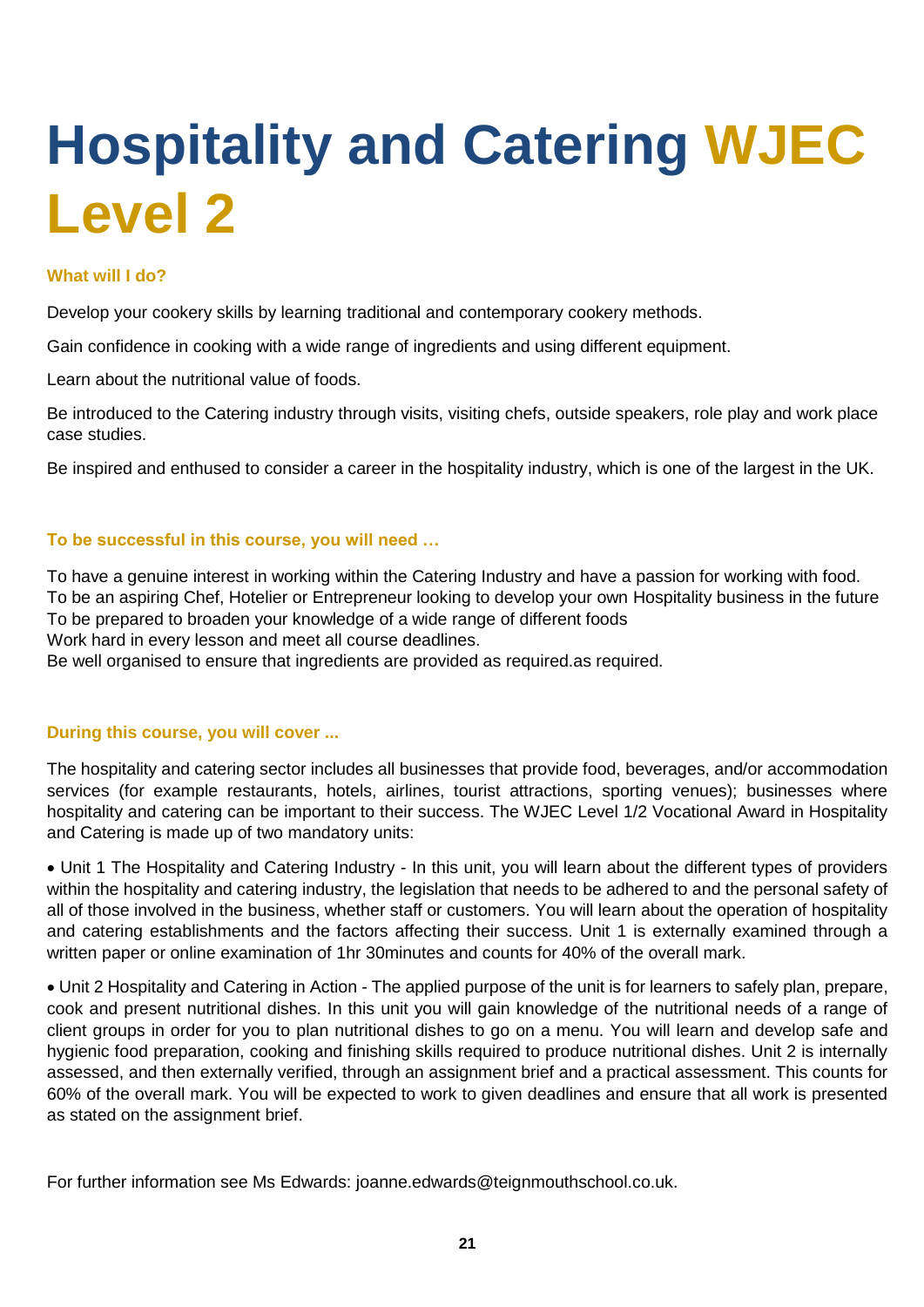# Hospitality and Catering WJEC Level 2

### What will I do?

Develop your cookery skills by learning traditional and contemporary cookery methods.

Gain confidence in cooking with a wide range of ingredients and using different equipment.

Learn about the nutritional value of foods.

Be introduced to the Catering industry through visits, visiting chefs, outside speakers, role play and work place case studies.

Be inspired and enthused to consider a career in the hospitality industry, which is one of the largest in the UK.

### To be successful in this course, you will need …

To have a genuine interest in working within the Catering Industry and have a passion for working with food.
To be an aspiring Chef, Hotelier or Entrepreneur looking to develop your own Hospitality business in the future
To be prepared to broaden your knowledge of a wide range of different foods
Work hard in every lesson and meet all course deadlines.
Be well organised to ensure that ingredients are provided as required.as required.

### During this course, you will cover ...

The hospitality and catering sector includes all businesses that provide food, beverages, and/or accommodation services (for example restaurants, hotels, airlines, tourist attractions, sporting venues); businesses where hospitality and catering can be important to their success. The WJEC Level 1/2 Vocational Award in Hospitality and Catering is made up of two mandatory units:

- Unit 1 The Hospitality and Catering Industry - In this unit, you will learn about the different types of providers within the hospitality and catering industry, the legislation that needs to be adhered to and the personal safety of all of those involved in the business, whether staff or customers. You will learn about the operation of hospitality and catering establishments and the factors affecting their success. Unit 1 is externally examined through a written paper or online examination of 1hr 30minutes and counts for 40% of the overall mark.

- Unit 2 Hospitality and Catering in Action - The applied purpose of the unit is for learners to safely plan, prepare, cook and present nutritional dishes. In this unit you will gain knowledge of the nutritional needs of a range of client groups in order for you to plan nutritional dishes to go on a menu. You will learn and develop safe and hygienic food preparation, cooking and finishing skills required to produce nutritional dishes. Unit 2 is internally assessed, and then externally verified, through an assignment brief and a practical assessment. This counts for 60% of the overall mark. You will be expected to work to given deadlines and ensure that all work is presented as stated on the assignment brief.

For further information see Ms Edwards: joanne.edwards@teignmouthschool.co.uk.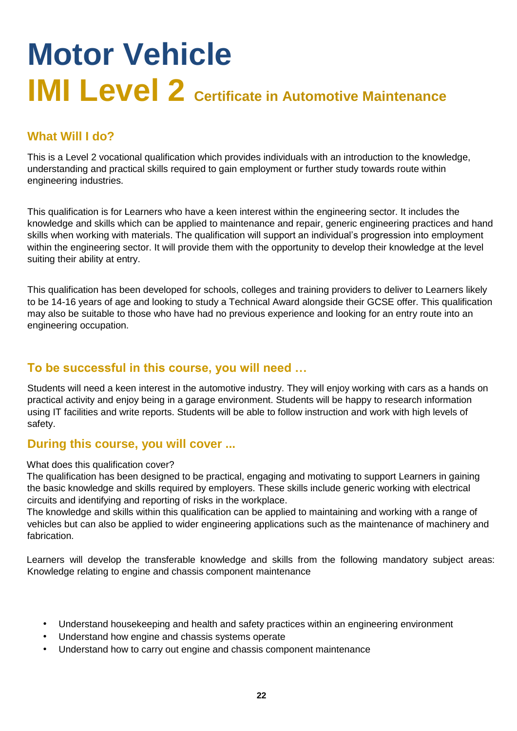# Motor Vehicle

# IMI Level 2 Certificate in Automotive Maintenance

## What Will I do?

This is a Level 2 vocational qualification which provides individuals with an introduction to the knowledge, understanding and practical skills required to gain employment or further study towards route within engineering industries.

This qualification is for Learners who have a keen interest within the engineering sector. It includes the knowledge and skills which can be applied to maintenance and repair, generic engineering practices and hand skills when working with materials. The qualification will support an individual's progression into employment within the engineering sector. It will provide them with the opportunity to develop their knowledge at the level suiting their ability at entry.

This qualification has been developed for schools, colleges and training providers to deliver to Learners likely to be 14-16 years of age and looking to study a Technical Award alongside their GCSE offer. This qualification may also be suitable to those who have had no previous experience and looking for an entry route into an engineering occupation.

## To be successful in this course, you will need …

Students will need a keen interest in the automotive industry. They will enjoy working with cars as a hands on practical activity and enjoy being in a garage environment. Students will be happy to research information using IT facilities and write reports. Students will be able to follow instruction and work with high levels of safety.

## During this course, you will cover ...

What does this qualification cover?
The qualification has been designed to be practical, engaging and motivating to support Learners in gaining the basic knowledge and skills required by employers. These skills include generic working with electrical circuits and identifying and reporting of risks in the workplace.
The knowledge and skills within this qualification can be applied to maintaining and working with a range of vehicles but can also be applied to wider engineering applications such as the maintenance of machinery and fabrication.

Learners will develop the transferable knowledge and skills from the following mandatory subject areas: Knowledge relating to engine and chassis component maintenance

- Understand housekeeping and health and safety practices within an engineering environment
- Understand how engine and chassis systems operate
- Understand how to carry out engine and chassis component maintenance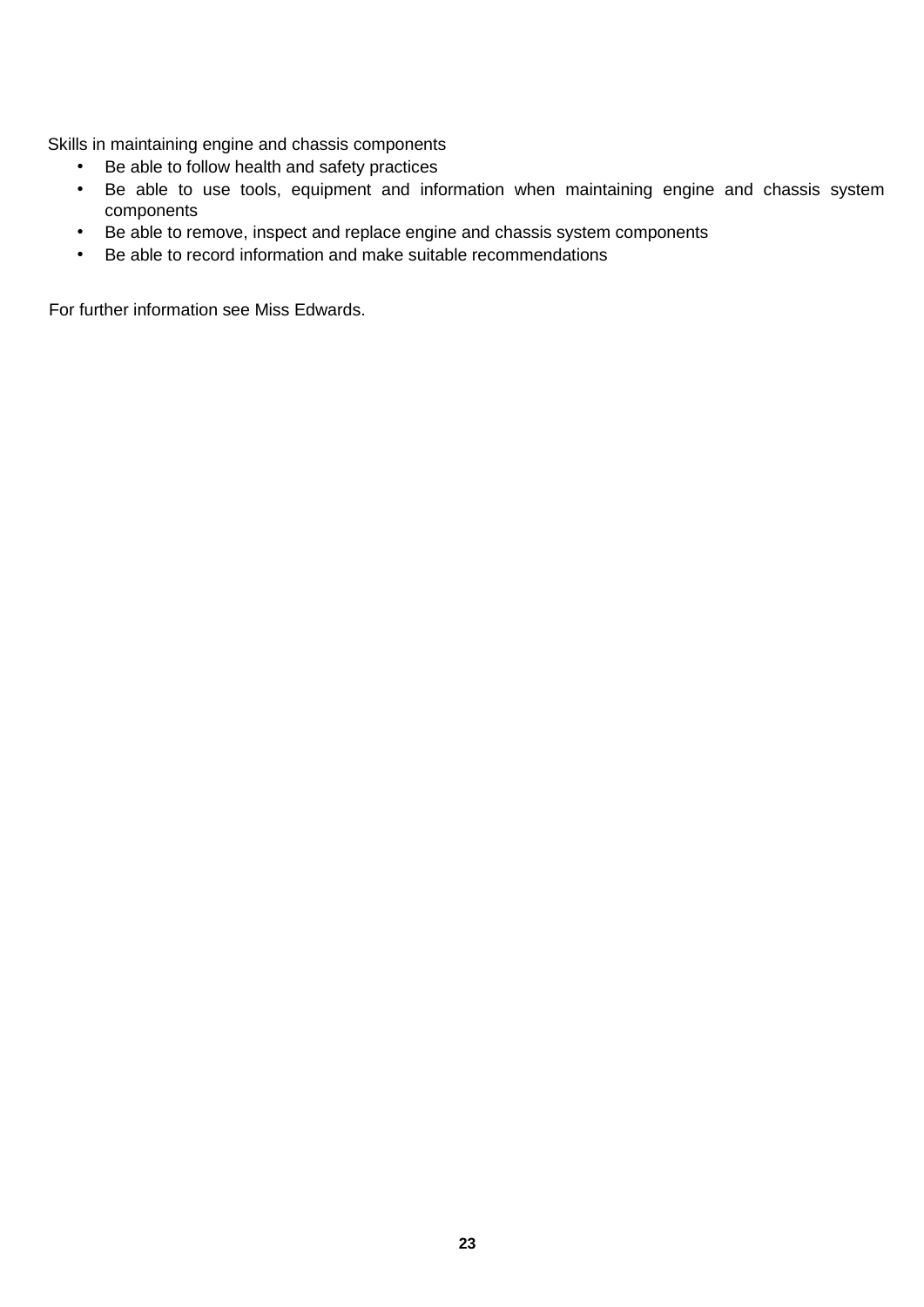Skills in maintaining engine and chassis components

- Be able to follow health and safety practices
- Be able to use tools, equipment and information when maintaining engine and chassis system components
- Be able to remove, inspect and replace engine and chassis system components
- Be able to record information and make suitable recommendations

For further information see Miss Edwards.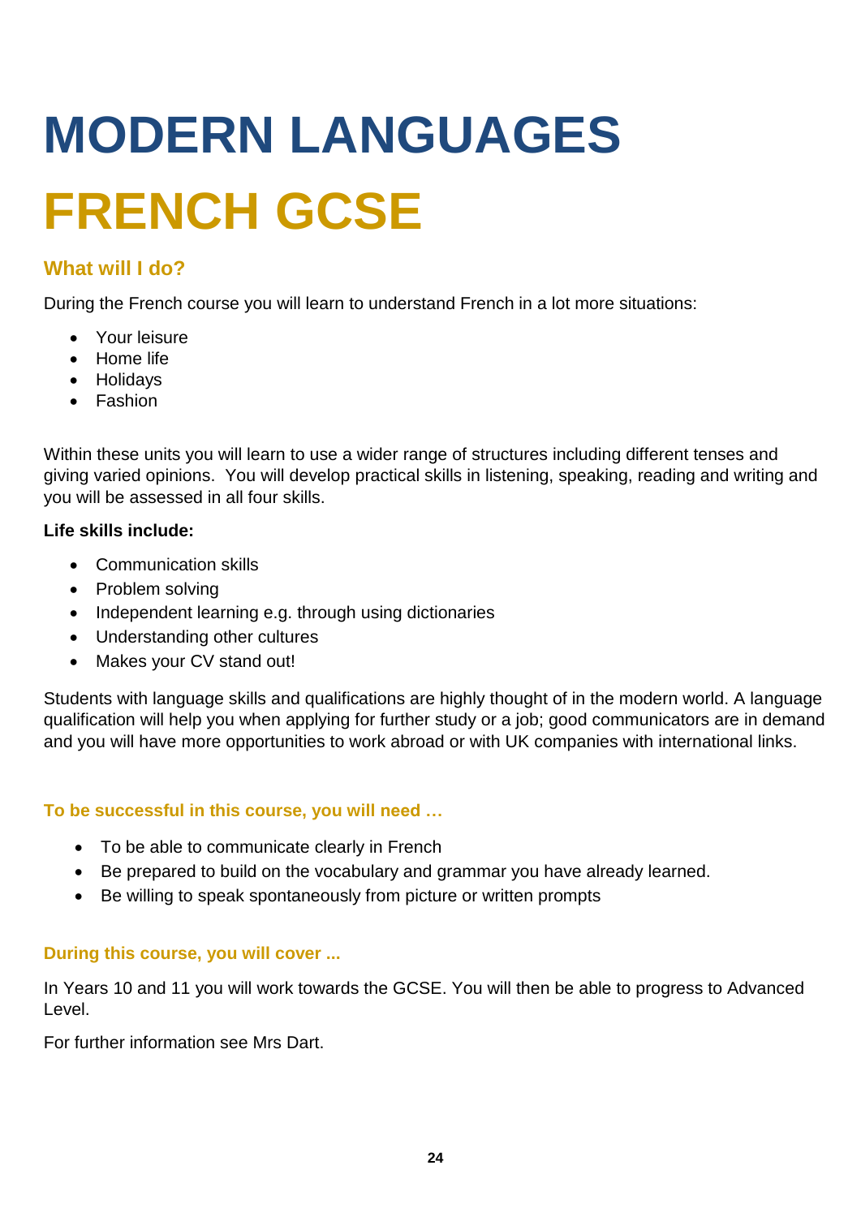# MODERN LANGUAGES

# FRENCH GCSE

## What will I do?

During the French course you will learn to understand French in a lot more situations:

- Your leisure
- Home life
- Holidays
- Fashion

Within these units you will learn to use a wider range of structures including different tenses and giving varied opinions. You will develop practical skills in listening, speaking, reading and writing and you will be assessed in all four skills.

**Life skills include:**

- Communication skills
- Problem solving
- Independent learning e.g. through using dictionaries
- Understanding other cultures
- Makes your CV stand out!

Students with language skills and qualifications are highly thought of in the modern world. A language qualification will help you when applying for further study or a job; good communicators are in demand and you will have more opportunities to work abroad or with UK companies with international links.

### To be successful in this course, you will need …

- To be able to communicate clearly in French
- Be prepared to build on the vocabulary and grammar you have already learned.
- Be willing to speak spontaneously from picture or written prompts

### During this course, you will cover ...

In Years 10 and 11 you will work towards the GCSE. You will then be able to progress to Advanced Level.

For further information see Mrs Dart.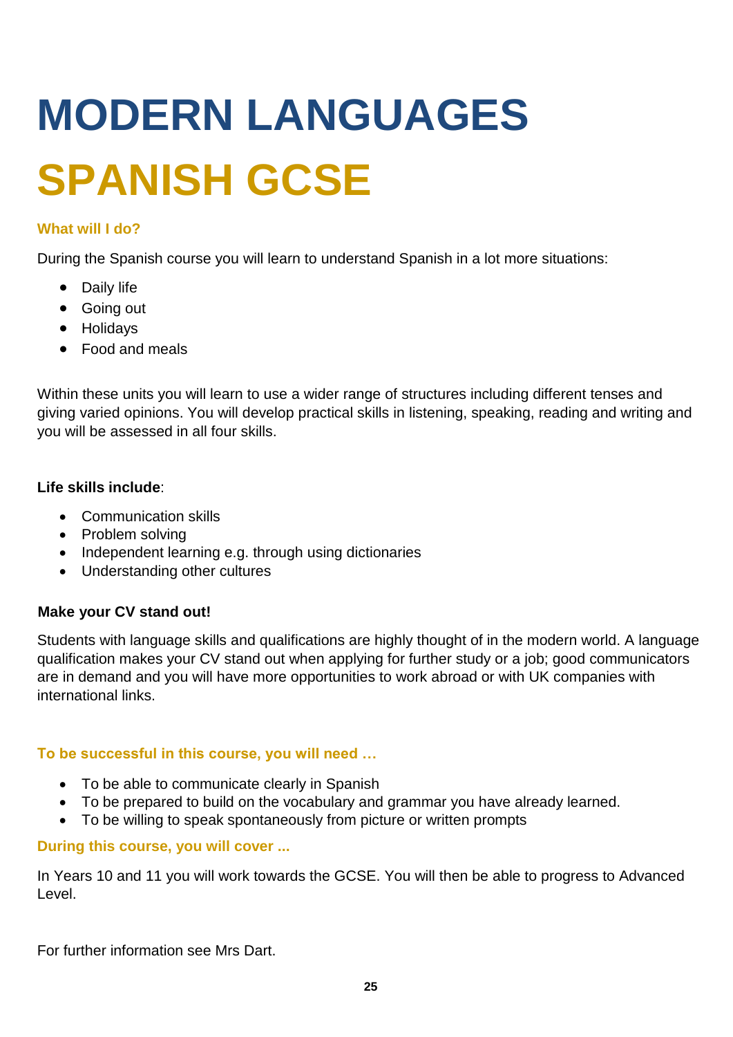# MODERN LANGUAGES

# SPANISH GCSE

### What will I do?

During the Spanish course you will learn to understand Spanish in a lot more situations:

- Daily life
- Going out
- Holidays
- Food and meals

Within these units you will learn to use a wider range of structures including different tenses and giving varied opinions. You will develop practical skills in listening, speaking, reading and writing and you will be assessed in all four skills.

**Life skills include**:

- Communication skills
- Problem solving
- Independent learning e.g. through using dictionaries
- Understanding other cultures

**Make your CV stand out!**

Students with language skills and qualifications are highly thought of in the modern world. A language qualification makes your CV stand out when applying for further study or a job; good communicators are in demand and you will have more opportunities to work abroad or with UK companies with international links.

### To be successful in this course, you will need …

- To be able to communicate clearly in Spanish
- To be prepared to build on the vocabulary and grammar you have already learned.
- To be willing to speak spontaneously from picture or written prompts

### During this course, you will cover ...

In Years 10 and 11 you will work towards the GCSE. You will then be able to progress to Advanced Level.

For further information see Mrs Dart.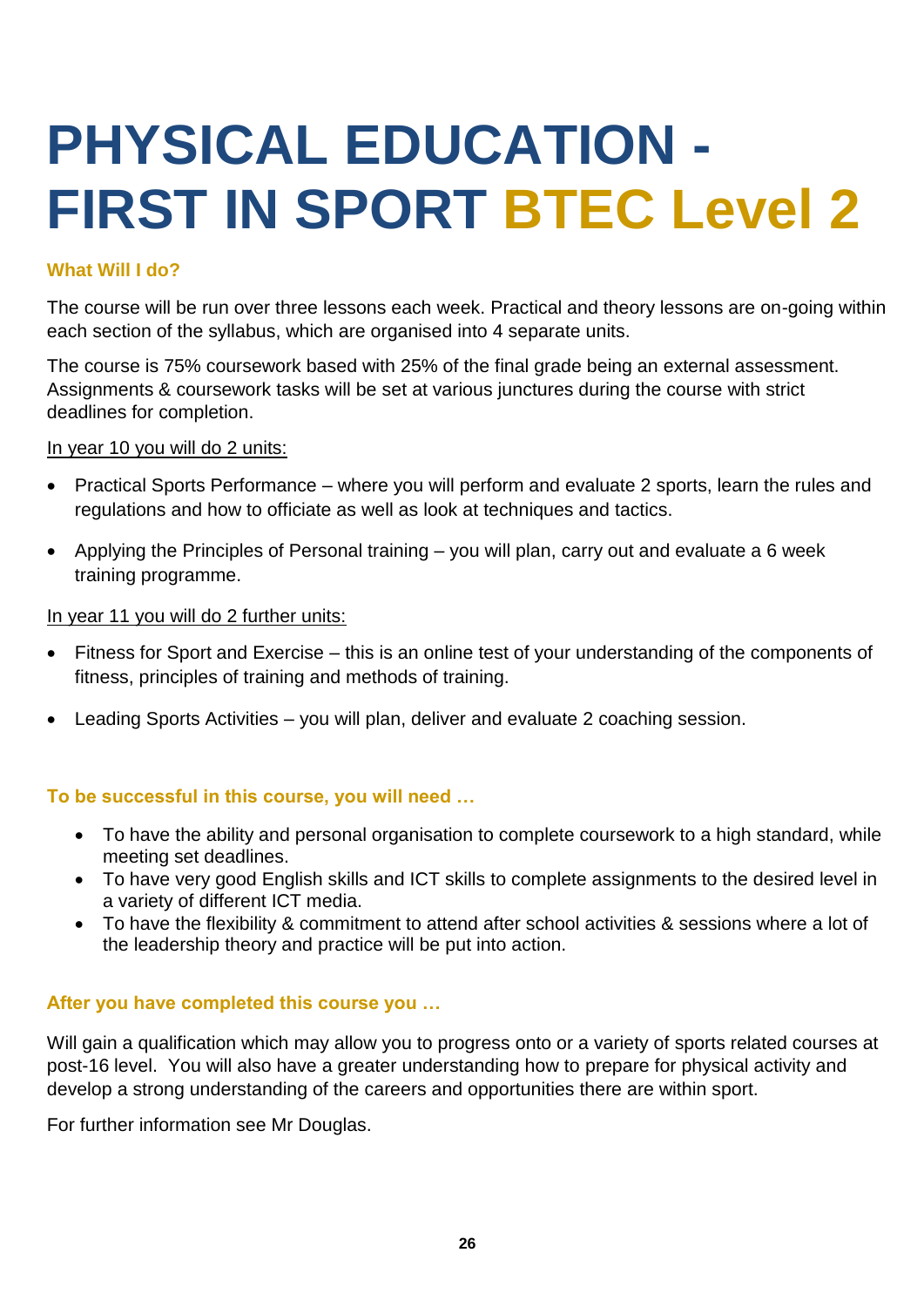# PHYSICAL EDUCATION - FIRST IN SPORT BTEC Level 2

**What Will I do?**

The course will be run over three lessons each week. Practical and theory lessons are on-going within each section of the syllabus, which are organised into 4 separate units.

The course is 75% coursework based with 25% of the final grade being an external assessment. Assignments & coursework tasks will be set at various junctures during the course with strict deadlines for completion.

In year 10 you will do 2 units:

- Practical Sports Performance – where you will perform and evaluate 2 sports, learn the rules and regulations and how to officiate as well as look at techniques and tactics.
- Applying the Principles of Personal training – you will plan, carry out and evaluate a 6 week training programme.

In year 11 you will do 2 further units:

- Fitness for Sport and Exercise – this is an online test of your understanding of the components of fitness, principles of training and methods of training.
- Leading Sports Activities – you will plan, deliver and evaluate 2 coaching session.

**To be successful in this course, you will need …**

- To have the ability and personal organisation to complete coursework to a high standard, while meeting set deadlines.
- To have very good English skills and ICT skills to complete assignments to the desired level in a variety of different ICT media.
- To have the flexibility & commitment to attend after school activities & sessions where a lot of the leadership theory and practice will be put into action.

**After you have completed this course you …**

Will gain a qualification which may allow you to progress onto or a variety of sports related courses at post-16 level. You will also have a greater understanding how to prepare for physical activity and develop a strong understanding of the careers and opportunities there are within sport.

For further information see Mr Douglas.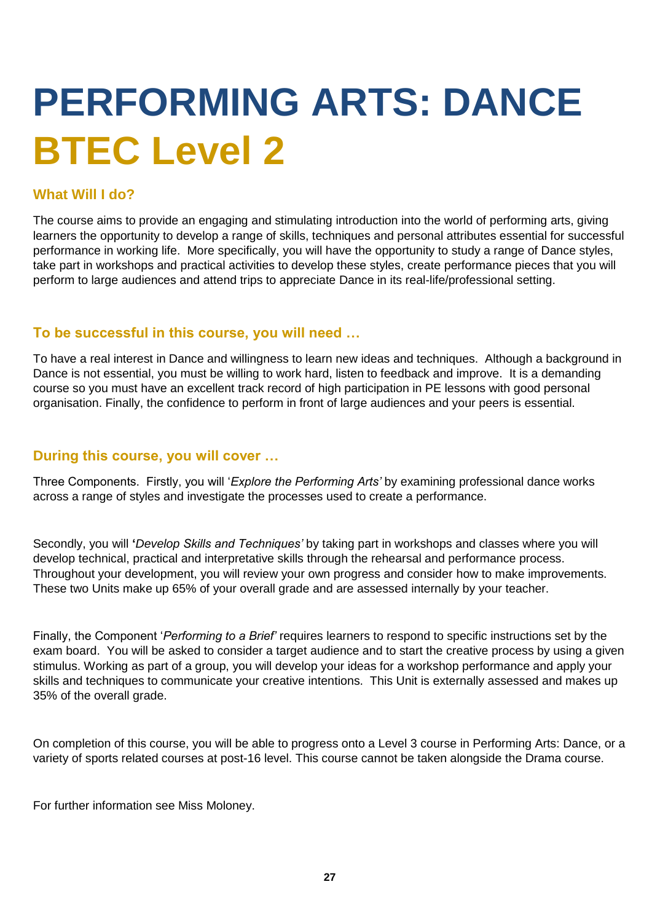# PERFORMING ARTS: DANCE
# BTEC Level 2

## What Will I do?

The course aims to provide an engaging and stimulating introduction into the world of performing arts, giving learners the opportunity to develop a range of skills, techniques and personal attributes essential for successful performance in working life. More specifically, you will have the opportunity to study a range of Dance styles, take part in workshops and practical activities to develop these styles, create performance pieces that you will perform to large audiences and attend trips to appreciate Dance in its real-life/professional setting.

## To be successful in this course, you will need …

To have a real interest in Dance and willingness to learn new ideas and techniques. Although a background in Dance is not essential, you must be willing to work hard, listen to feedback and improve. It is a demanding course so you must have an excellent track record of high participation in PE lessons with good personal organisation. Finally, the confidence to perform in front of large audiences and your peers is essential.

## During this course, you will cover …

Three Components. Firstly, you will '*Explore the Performing Arts'* by examining professional dance works across a range of styles and investigate the processes used to create a performance.

Secondly, you will **'***Develop Skills and Techniques'* by taking part in workshops and classes where you will develop technical, practical and interpretative skills through the rehearsal and performance process. Throughout your development, you will review your own progress and consider how to make improvements. These two Units make up 65% of your overall grade and are assessed internally by your teacher.

Finally, the Component '*Performing to a Brief'* requires learners to respond to specific instructions set by the exam board. You will be asked to consider a target audience and to start the creative process by using a given stimulus. Working as part of a group, you will develop your ideas for a workshop performance and apply your skills and techniques to communicate your creative intentions. This Unit is externally assessed and makes up 35% of the overall grade.

On completion of this course, you will be able to progress onto a Level 3 course in Performing Arts: Dance, or a variety of sports related courses at post-16 level. This course cannot be taken alongside the Drama course.

For further information see Miss Moloney.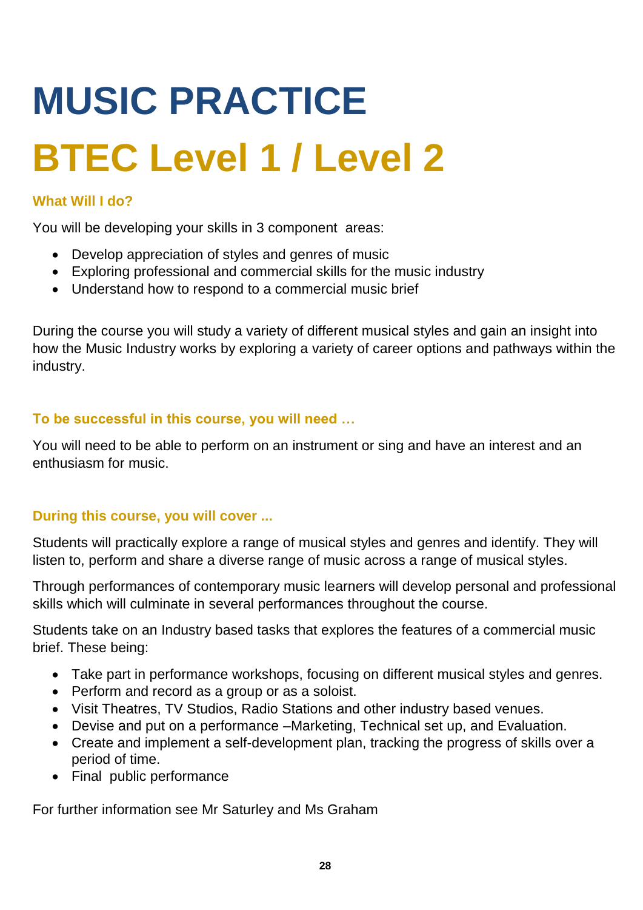# MUSIC PRACTICE

# BTEC Level 1 / Level 2

### What Will I do?

You will be developing your skills in 3 component areas:

- Develop appreciation of styles and genres of music
- Exploring professional and commercial skills for the music industry
- Understand how to respond to a commercial music brief

During the course you will study a variety of different musical styles and gain an insight into how the Music Industry works by exploring a variety of career options and pathways within the industry.

### To be successful in this course, you will need …

You will need to be able to perform on an instrument or sing and have an interest and an enthusiasm for music.

### During this course, you will cover ...

Students will practically explore a range of musical styles and genres and identify. They will listen to, perform and share a diverse range of music across a range of musical styles.

Through performances of contemporary music learners will develop personal and professional skills which will culminate in several performances throughout the course.

Students take on an Industry based tasks that explores the features of a commercial music brief. These being:

- Take part in performance workshops, focusing on different musical styles and genres.
- Perform and record as a group or as a soloist.
- Visit Theatres, TV Studios, Radio Stations and other industry based venues.
- Devise and put on a performance –Marketing, Technical set up, and Evaluation.
- Create and implement a self-development plan, tracking the progress of skills over a period of time.
- Final public performance

For further information see Mr Saturley and Ms Graham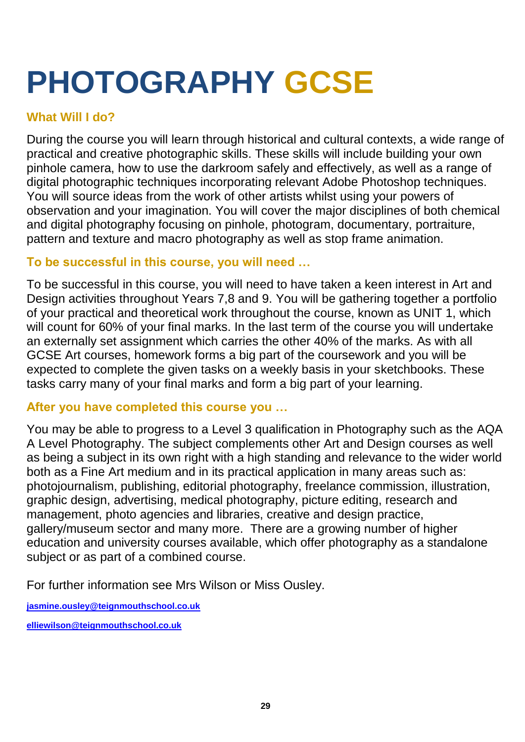# PHOTOGRAPHY GCSE

### What Will I do?

During the course you will learn through historical and cultural contexts, a wide range of practical and creative photographic skills. These skills will include building your own pinhole camera, how to use the darkroom safely and effectively, as well as a range of digital photographic techniques incorporating relevant Adobe Photoshop techniques. You will source ideas from the work of other artists whilst using your powers of observation and your imagination. You will cover the major disciplines of both chemical and digital photography focusing on pinhole, photogram, documentary, portraiture, pattern and texture and macro photography as well as stop frame animation.

### To be successful in this course, you will need …

To be successful in this course, you will need to have taken a keen interest in Art and Design activities throughout Years 7,8 and 9. You will be gathering together a portfolio of your practical and theoretical work throughout the course, known as UNIT 1, which will count for 60% of your final marks. In the last term of the course you will undertake an externally set assignment which carries the other 40% of the marks. As with all GCSE Art courses, homework forms a big part of the coursework and you will be expected to complete the given tasks on a weekly basis in your sketchbooks. These tasks carry many of your final marks and form a big part of your learning.

### After you have completed this course you …

You may be able to progress to a Level 3 qualification in Photography such as the AQA A Level Photography. The subject complements other Art and Design courses as well as being a subject in its own right with a high standing and relevance to the wider world both as a Fine Art medium and in its practical application in many areas such as: photojournalism, publishing, editorial photography, freelance commission, illustration, graphic design, advertising, medical photography, picture editing, research and management, photo agencies and libraries, creative and design practice, gallery/museum sector and many more. There are a growing number of higher education and university courses available, which offer photography as a standalone subject or as part of a combined course.

For further information see Mrs Wilson or Miss Ousley.

jasmine.ousley@teignmouthschool.co.uk

elliewilson@teignmouthschool.co.uk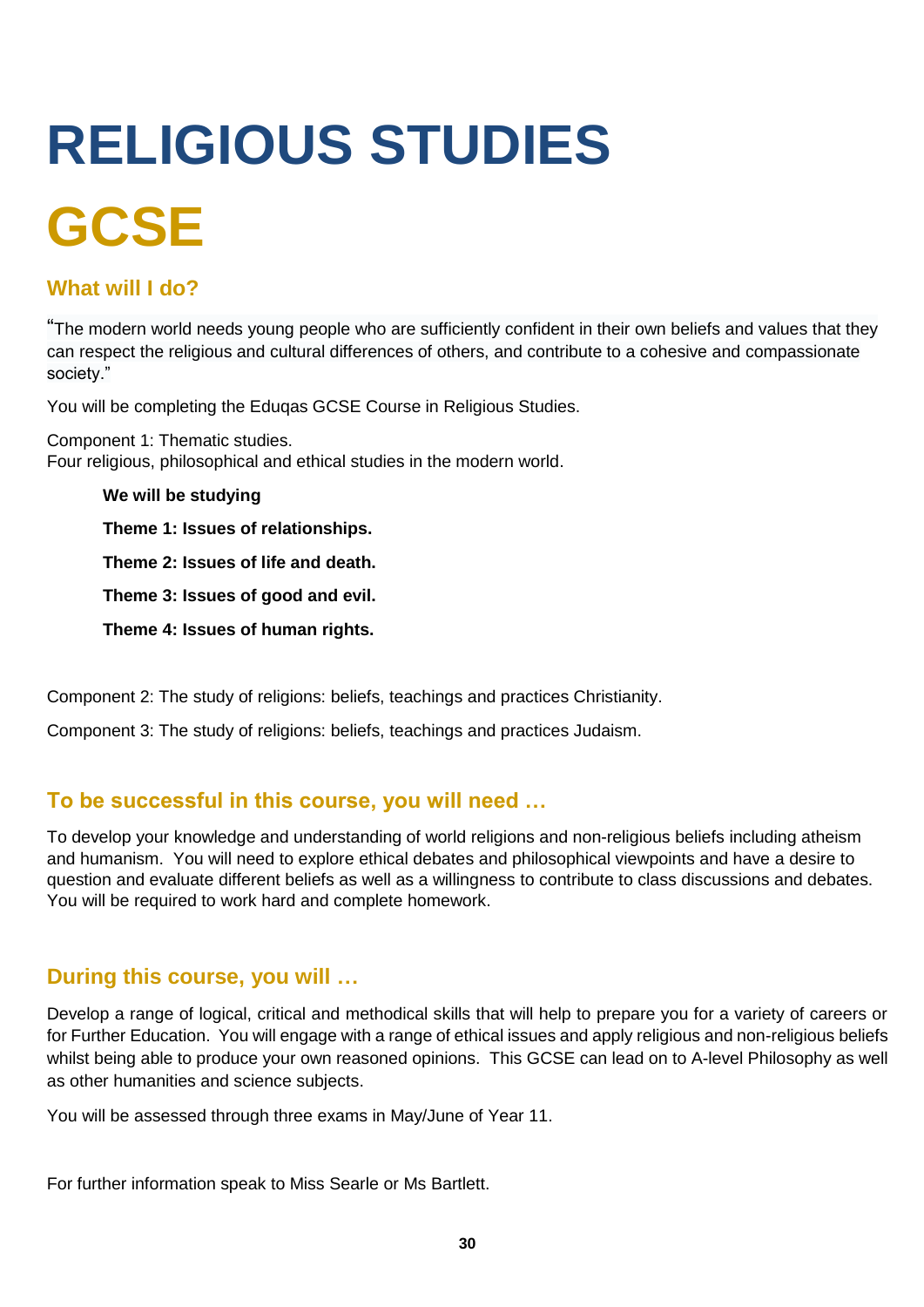# RELIGIOUS STUDIES

# GCSE

## What will I do?

"The modern world needs young people who are sufficiently confident in their own beliefs and values that they can respect the religious and cultural differences of others, and contribute to a cohesive and compassionate society."

You will be completing the Eduqas GCSE Course in Religious Studies.

Component 1: Thematic studies.
Four religious, philosophical and ethical studies in the modern world.

**We will be studying**

**Theme 1: Issues of relationships.**

**Theme 2: Issues of life and death.**

**Theme 3: Issues of good and evil.**

**Theme 4: Issues of human rights.**

Component 2: The study of religions: beliefs, teachings and practices Christianity.

Component 3: The study of religions: beliefs, teachings and practices Judaism.

## To be successful in this course, you will need …

To develop your knowledge and understanding of world religions and non-religious beliefs including atheism and humanism. You will need to explore ethical debates and philosophical viewpoints and have a desire to question and evaluate different beliefs as well as a willingness to contribute to class discussions and debates. You will be required to work hard and complete homework.

## During this course, you will …

Develop a range of logical, critical and methodical skills that will help to prepare you for a variety of careers or for Further Education. You will engage with a range of ethical issues and apply religious and non-religious beliefs whilst being able to produce your own reasoned opinions. This GCSE can lead on to A-level Philosophy as well as other humanities and science subjects.

You will be assessed through three exams in May/June of Year 11.

For further information speak to Miss Searle or Ms Bartlett.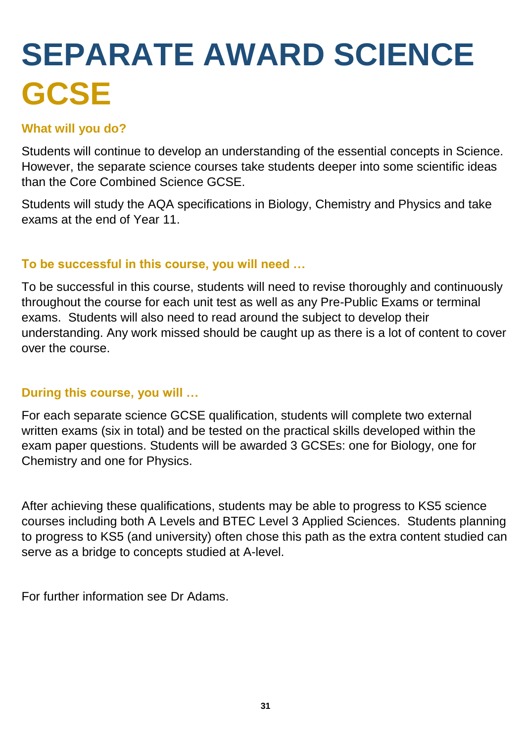# SEPARATE AWARD SCIENCE GCSE

### What will you do?

Students will continue to develop an understanding of the essential concepts in Science. However, the separate science courses take students deeper into some scientific ideas than the Core Combined Science GCSE.

Students will study the AQA specifications in Biology, Chemistry and Physics and take exams at the end of Year 11.

### To be successful in this course, you will need …

To be successful in this course, students will need to revise thoroughly and continuously throughout the course for each unit test as well as any Pre-Public Exams or terminal exams. Students will also need to read around the subject to develop their understanding. Any work missed should be caught up as there is a lot of content to cover over the course.

### During this course, you will …

For each separate science GCSE qualification, students will complete two external written exams (six in total) and be tested on the practical skills developed within the exam paper questions. Students will be awarded 3 GCSEs: one for Biology, one for Chemistry and one for Physics.

After achieving these qualifications, students may be able to progress to KS5 science courses including both A Levels and BTEC Level 3 Applied Sciences. Students planning to progress to KS5 (and university) often chose this path as the extra content studied can serve as a bridge to concepts studied at A-level.

For further information see Dr Adams.